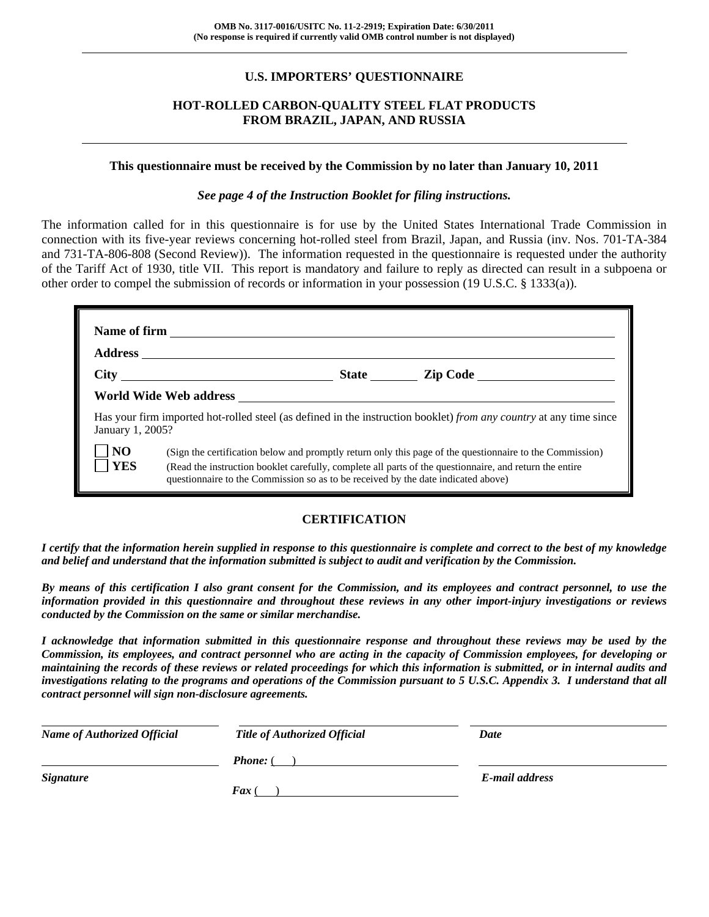**OMB No. 3117-0016/USITC No. 11-2-2919; Expiration Date: 6/30/2011**
**(No response is required if currently valid OMB control number is not displayed)**

---

# U.S. IMPORTERS' QUESTIONNAIRE

## HOT-ROLLED CARBON-QUALITY STEEL FLAT PRODUCTS FROM BRAZIL, JAPAN, AND RUSSIA

---

**This questionnaire must be received by the Commission by no later than January 10, 2011**

***See page 4 of the Instruction Booklet for filing instructions.***

The information called for in this questionnaire is for use by the United States International Trade Commission in connection with its five-year reviews concerning hot-rolled steel from Brazil, Japan, and Russia (inv. Nos. 701-TA-384 and 731-TA-806-808 (Second Review)). The information requested in the questionnaire is requested under the authority of the Tariff Act of 1930, title VII. This report is mandatory and failure to reply as directed can result in a subpoena or other order to compel the submission of records or information in your possession (19 U.S.C. § 1333(a)).

**Name of firm** ____________________

**Address** ____________________

**City** ____________________ **State** ________ **Zip Code** ____________________

**World Wide Web address** ____________________

Has your firm imported hot-rolled steel (as defined in the instruction booklet) *from any country* at any time since January 1, 2005?

☐ **NO** (Sign the certification below and promptly return only this page of the questionnaire to the Commission)

☐ **YES** (Read the instruction booklet carefully, complete all parts of the questionnaire, and return the entire questionnaire to the Commission so as to be received by the date indicated above)

### CERTIFICATION

***I certify that the information herein supplied in response to this questionnaire is complete and correct to the best of my knowledge and belief and understand that the information submitted is subject to audit and verification by the Commission.***

***By means of this certification I also grant consent for the Commission, and its employees and contract personnel, to use the information provided in this questionnaire and throughout these reviews in any other import-injury investigations or reviews conducted by the Commission on the same or similar merchandise.***

***I acknowledge that information submitted in this questionnaire response and throughout these reviews may be used by the Commission, its employees, and contract personnel who are acting in the capacity of Commission employees, for developing or maintaining the records of these reviews or related proceedings for which this information is submitted, or in internal audits and investigations relating to the programs and operations of the Commission pursuant to 5 U.S.C. Appendix 3. I understand that all contract personnel will sign non-disclosure agreements.***

| ____________________ | ____________________ | ____________________ |
|---|---|---|
| ***Name of Authorized Official*** | ***Title of Authorized Official*** | ***Date*** |
| ____________________ | ***Phone:*** (   ) ____________________ | ____________________ |
| ***Signature*** | ***Fax*** (   ) ____________________ | ***E-mail address*** |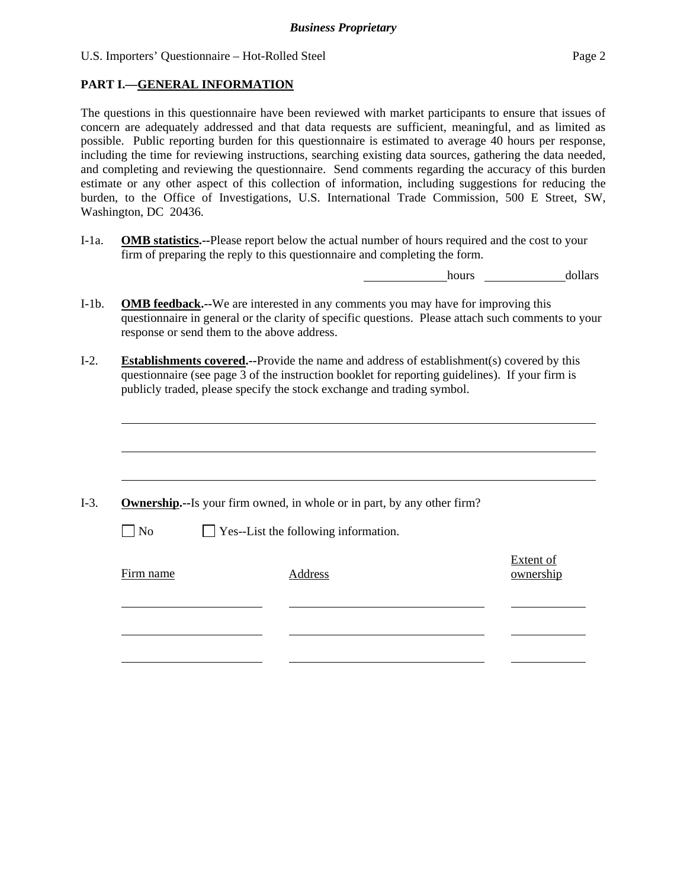## PART I.—GENERAL INFORMATION

The questions in this questionnaire have been reviewed with market participants to ensure that issues of concern are adequately addressed and that data requests are sufficient, meaningful, and as limited as possible. Public reporting burden for this questionnaire is estimated to average 40 hours per response, including the time for reviewing instructions, searching existing data sources, gathering the data needed, and completing and reviewing the questionnaire. Send comments regarding the accuracy of this burden estimate or any other aspect of this collection of information, including suggestions for reducing the burden, to the Office of Investigations, U.S. International Trade Commission, 500 E Street, SW, Washington, DC 20436.

I-1a. **OMB statistics.--**Please report below the actual number of hours required and the cost to your firm of preparing the reply to this questionnaire and completing the form.

\_\_\_\_\_\_\_\_\_\_\_\_ hours \_\_\_\_\_\_\_\_\_\_\_\_ dollars

I-1b. **OMB feedback.--**We are interested in any comments you may have for improving this questionnaire in general or the clarity of specific questions. Please attach such comments to your response or send them to the above address.

I-2. **Establishments covered.--**Provide the name and address of establishment(s) covered by this questionnaire (see page 3 of the instruction booklet for reporting guidelines). If your firm is publicly traded, please specify the stock exchange and trading symbol.

\_\_\_\_\_\_\_\_\_\_\_\_\_\_\_\_\_\_\_\_\_\_\_\_\_\_\_\_\_\_\_\_\_\_\_\_\_\_\_\_\_\_\_\_\_\_\_\_\_\_\_\_\_\_\_\_\_\_\_\_

\_\_\_\_\_\_\_\_\_\_\_\_\_\_\_\_\_\_\_\_\_\_\_\_\_\_\_\_\_\_\_\_\_\_\_\_\_\_\_\_\_\_\_\_\_\_\_\_\_\_\_\_\_\_\_\_\_\_\_\_

\_\_\_\_\_\_\_\_\_\_\_\_\_\_\_\_\_\_\_\_\_\_\_\_\_\_\_\_\_\_\_\_\_\_\_\_\_\_\_\_\_\_\_\_\_\_\_\_\_\_\_\_\_\_\_\_\_\_\_\_

I-3. **Ownership.--**Is your firm owned, in whole or in part, by any other firm?

☐ No ☐ Yes--List the following information.

| Firm name | Address | Extent of ownership |
|---|---|---|
| | | |
| | | |
| | | |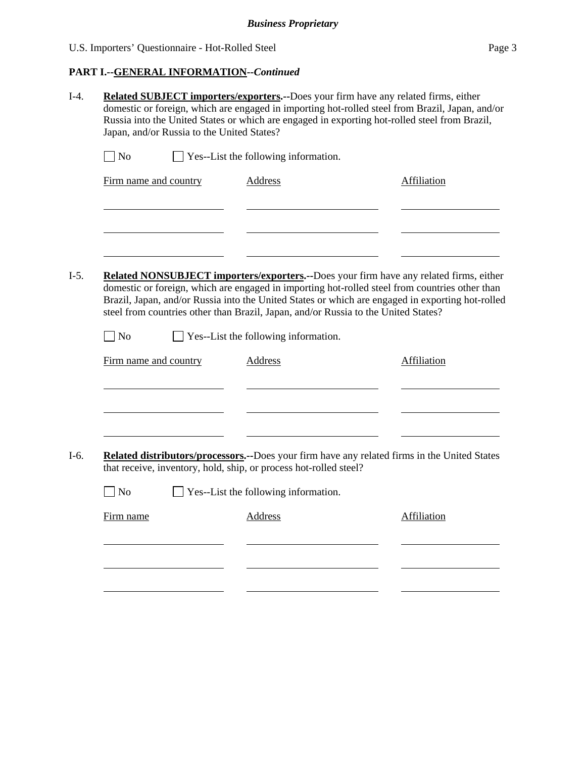## PART I.--GENERAL INFORMATION--*Continued*

I-4. **Related SUBJECT importers/exporters.**--Does your firm have any related firms, either domestic or foreign, which are engaged in importing hot-rolled steel from Brazil, Japan, and/or Russia into the United States or which are engaged in exporting hot-rolled steel from Brazil, Japan, and/or Russia to the United States?

☐ No ☐ Yes--List the following information.

| Firm name and country | Address | Affiliation |
|---|---|---|
| | | |
| | | |
| | | |

I-5. **Related NONSUBJECT importers/exporters.**--Does your firm have any related firms, either domestic or foreign, which are engaged in importing hot-rolled steel from countries other than Brazil, Japan, and/or Russia into the United States or which are engaged in exporting hot-rolled steel from countries other than Brazil, Japan, and/or Russia to the United States?

☐ No ☐ Yes--List the following information.

| Firm name and country | Address | Affiliation |
|---|---|---|
| | | |
| | | |
| | | |

I-6. **Related distributors/processors.**--Does your firm have any related firms in the United States that receive, inventory, hold, ship, or process hot-rolled steel?

☐ No ☐ Yes--List the following information.

| Firm name | Address | Affiliation |
|---|---|---|
| | | |
| | | |
| | | |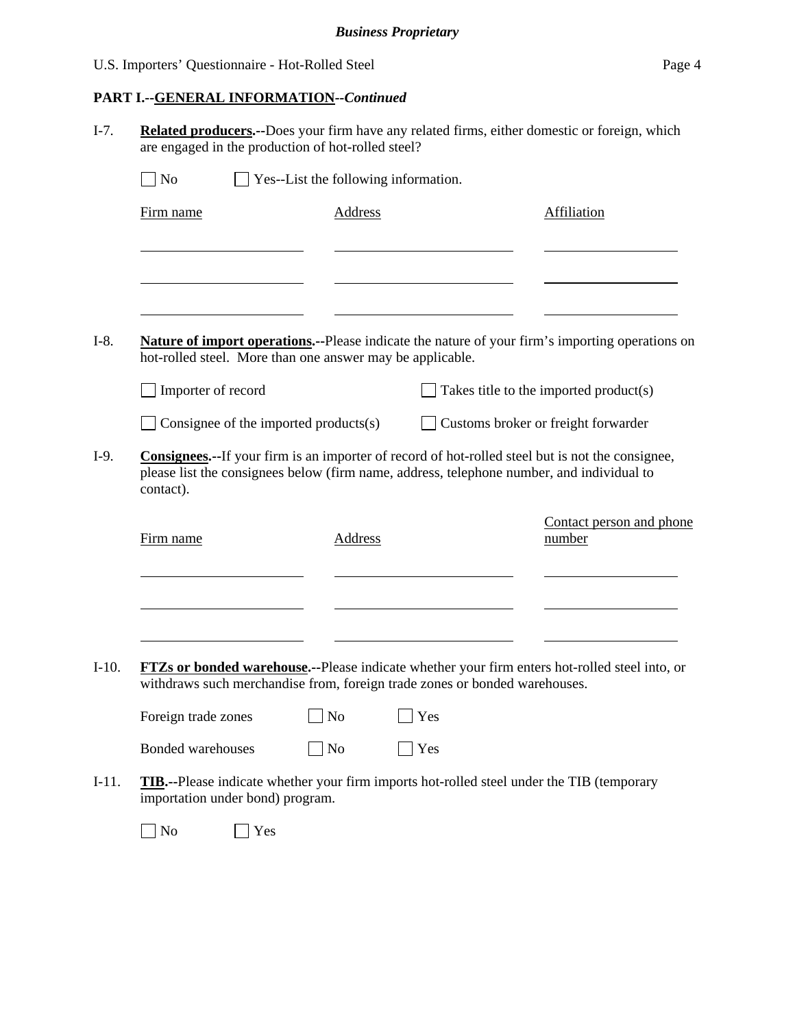## PART I.--GENERAL INFORMATION--*Continued*

I-7. **Related producers.--**Does your firm have any related firms, either domestic or foreign, which are engaged in the production of hot-rolled steel?

☐ No ☐ Yes--List the following information.

| Firm name | Address | Affiliation |
|---|---|---|
| | | |
| | | |
| | | |

I-8. **Nature of import operations.--**Please indicate the nature of your firm's importing operations on hot-rolled steel. More than one answer may be applicable.

☐ Importer of record ☐ Takes title to the imported product(s)

☐ Consignee of the imported products(s) ☐ Customs broker or freight forwarder

I-9. **Consignees.--**If your firm is an importer of record of hot-rolled steel but is not the consignee, please list the consignees below (firm name, address, telephone number, and individual to contact).

| Firm name | Address | Contact person and phone number |
|---|---|---|
| | | |
| | | |
| | | |

I-10. **FTZs or bonded warehouse.--**Please indicate whether your firm enters hot-rolled steel into, or withdraws such merchandise from, foreign trade zones or bonded warehouses.

Foreign trade zones ☐ No ☐ Yes

Bonded warehouses ☐ No ☐ Yes

I-11. **TIB.--**Please indicate whether your firm imports hot-rolled steel under the TIB (temporary importation under bond) program.

☐ No ☐ Yes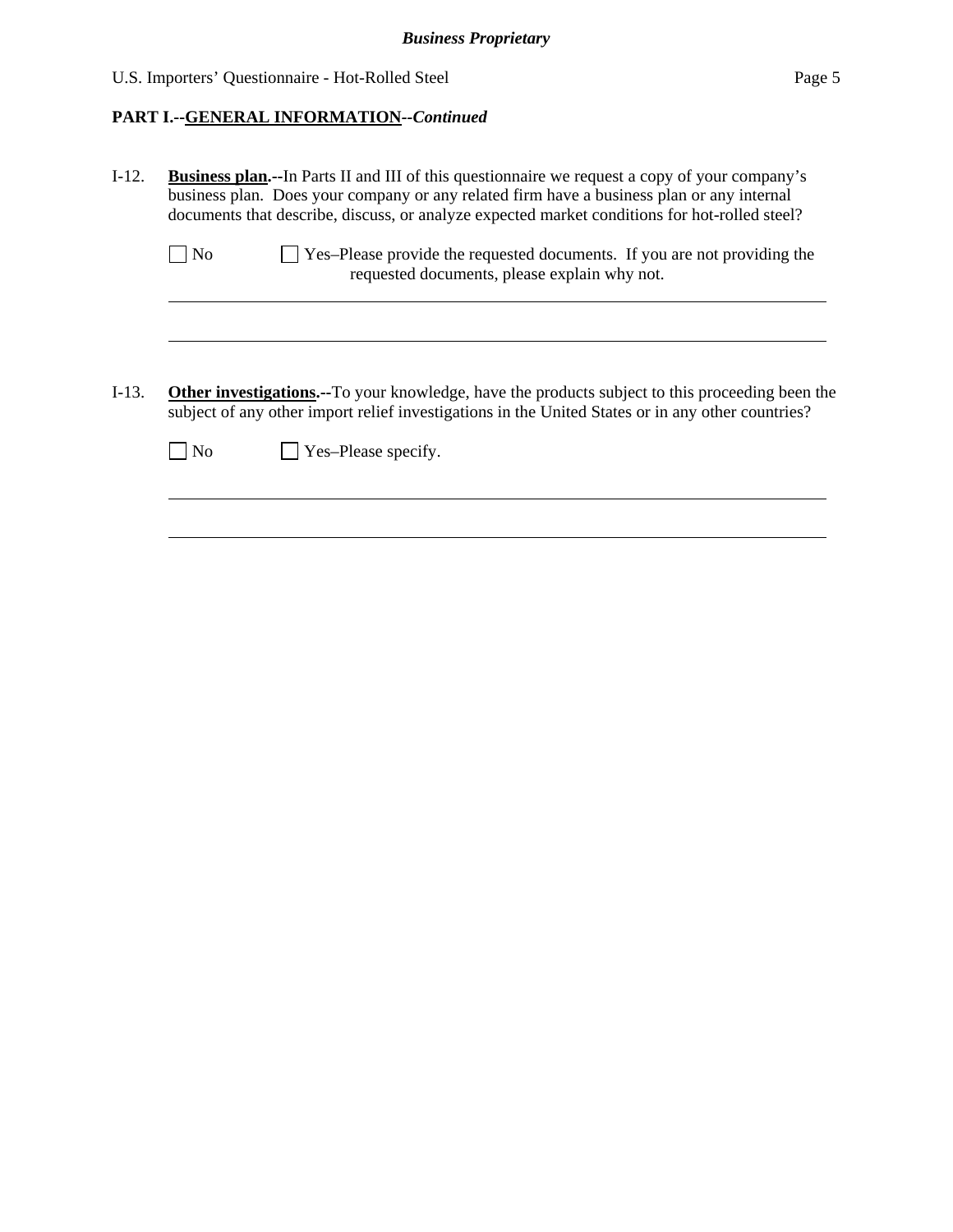## PART I.--GENERAL INFORMATION--*Continued*

I-12. **Business plan.--**In Parts II and III of this questionnaire we request a copy of your company's business plan. Does your company or any related firm have a business plan or any internal documents that describe, discuss, or analyze expected market conditions for hot-rolled steel?

☐ No ☐ Yes–Please provide the requested documents. If you are not providing the requested documents, please explain why not.

______________________________________________________________________

______________________________________________________________________

I-13. **Other investigations.--**To your knowledge, have the products subject to this proceeding been the subject of any other import relief investigations in the United States or in any other countries?

☐ No ☐ Yes–Please specify.

______________________________________________________________________

______________________________________________________________________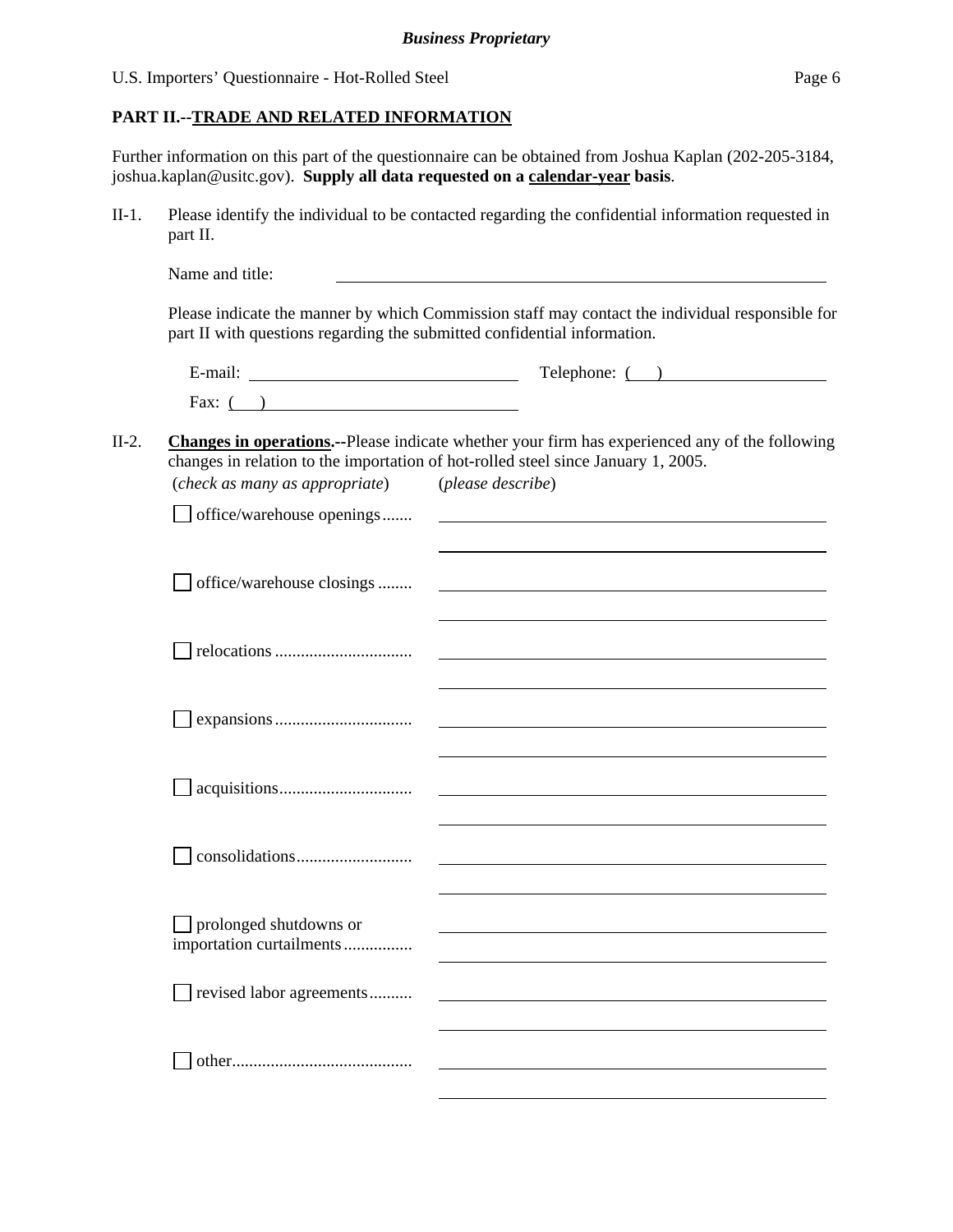**PART II.--TRADE AND RELATED INFORMATION**

Further information on this part of the questionnaire can be obtained from Joshua Kaplan (202-205-3184, joshua.kaplan@usitc.gov). **Supply all data requested on a calendar-year basis**.

II-1. Please identify the individual to be contacted regarding the confidential information requested in part II.

Name and title: \_\_\_\_\_\_\_\_\_\_\_\_\_\_\_\_\_\_\_\_\_\_\_\_\_\_\_\_\_\_\_\_\_\_\_\_\_\_\_\_

Please indicate the manner by which Commission staff may contact the individual responsible for part II with questions regarding the submitted confidential information.

E-mail: \_\_\_\_\_\_\_\_\_\_\_\_\_\_\_\_\_\_\_\_\_\_\_\_ Telephone: (   ) \_\_\_\_\_\_\_\_\_\_\_\_\_\_\_\_

Fax: (   ) \_\_\_\_\_\_\_\_\_\_\_\_\_\_\_\_\_\_\_\_\_\_\_\_

II-2. **Changes in operations.--**Please indicate whether your firm has experienced any of the following changes in relation to the importation of hot-rolled steel since January 1, 2005.

| (*check as many as appropriate*) | (*please describe*) |
|---|---|
| ☐ office/warehouse openings....... | |
| ☐ office/warehouse closings ........ | |
| ☐ relocations ................................ | |
| ☐ expansions................................ | |
| ☐ acquisitions............................... | |
| ☐ consolidations........................... | |
| ☐ prolonged shutdowns or importation curtailments................ | |
| ☐ revised labor agreements.......... | |
| ☐ other.......................................... | |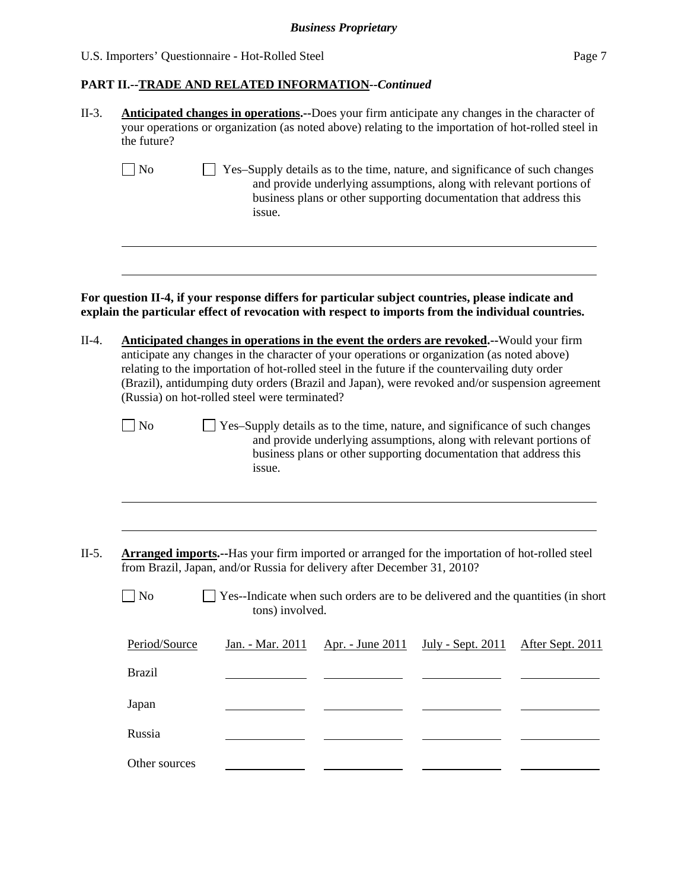**PART II.--TRADE AND RELATED INFORMATION--*Continued***

II-3. **Anticipated changes in operations.--**Does your firm anticipate any changes in the character of your operations or organization (as noted above) relating to the importation of hot-rolled steel in the future?

☐ No ☐ Yes–Supply details as to the time, nature, and significance of such changes and provide underlying assumptions, along with relevant portions of business plans or other supporting documentation that address this issue.

**For question II-4, if your response differs for particular subject countries, please indicate and explain the particular effect of revocation with respect to imports from the individual countries.**

II-4. **Anticipated changes in operations in the event the orders are revoked.--**Would your firm anticipate any changes in the character of your operations or organization (as noted above) relating to the importation of hot-rolled steel in the future if the countervailing duty order (Brazil), antidumping duty orders (Brazil and Japan), were revoked and/or suspension agreement (Russia) on hot-rolled steel were terminated?

☐ No ☐ Yes–Supply details as to the time, nature, and significance of such changes and provide underlying assumptions, along with relevant portions of business plans or other supporting documentation that address this issue.

II-5. **Arranged imports.--**Has your firm imported or arranged for the importation of hot-rolled steel from Brazil, Japan, and/or Russia for delivery after December 31, 2010?

☐ No ☐ Yes--Indicate when such orders are to be delivered and the quantities (in short tons) involved.

| Period/Source | Jan. - Mar. 2011 | Apr. - June 2011 | July - Sept. 2011 | After Sept. 2011 |
|---|---|---|---|---|
| Brazil | | | | |
| Japan | | | | |
| Russia | | | | |
| Other sources | | | | |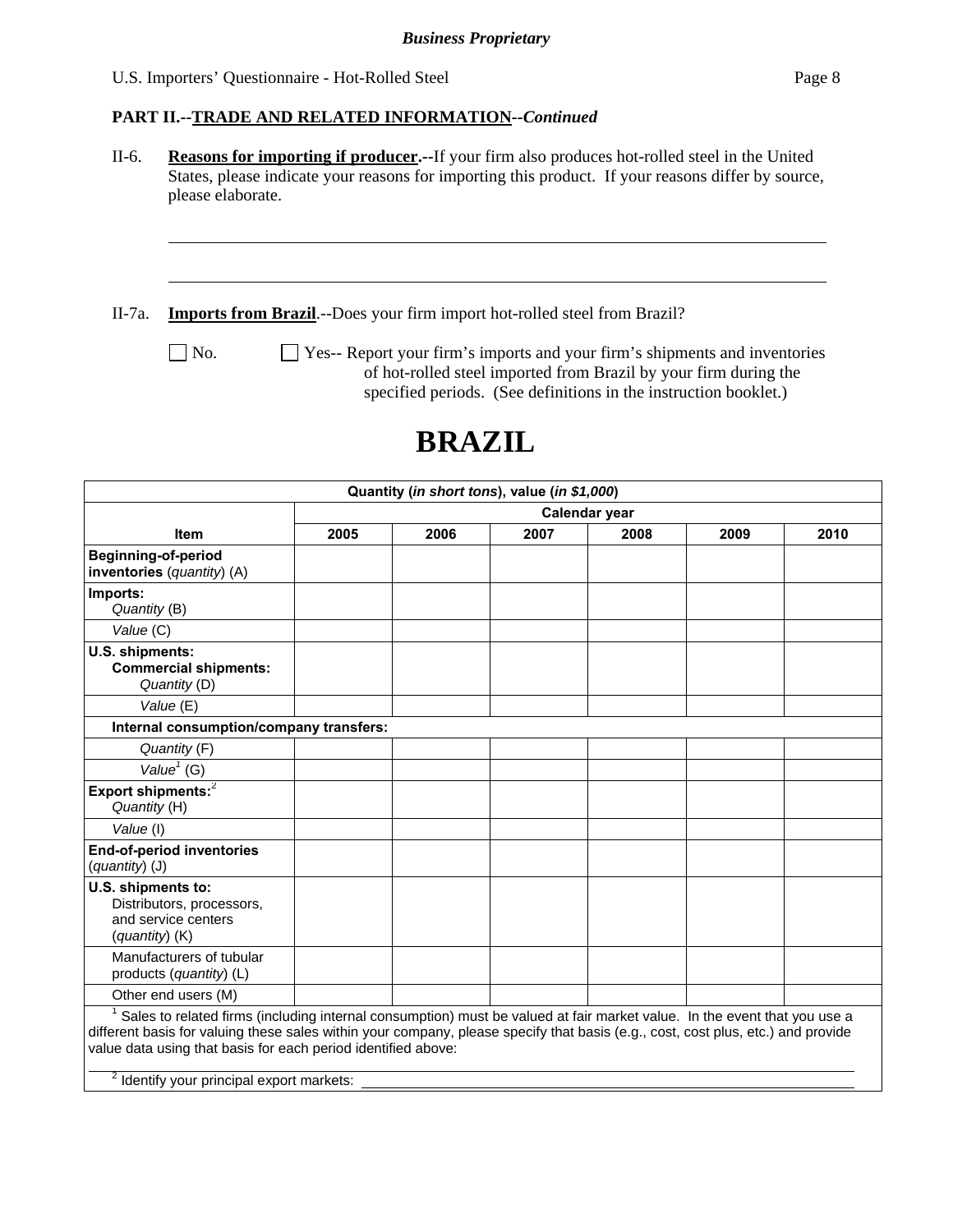**PART II.--TRADE AND RELATED INFORMATION--*Continued***

II-6. **Reasons for importing if producer.--**If your firm also produces hot-rolled steel in the United States, please indicate your reasons for importing this product. If your reasons differ by source, please elaborate.

______________________________________________________________________

______________________________________________________________________

II-7a. **Imports from Brazil**.--Does your firm import hot-rolled steel from Brazil?

☐ No. ☐ Yes-- Report your firm's imports and your firm's shipments and inventories of hot-rolled steel imported from Brazil by your firm during the specified periods. (See definitions in the instruction booklet.)

# BRAZIL

| Quantity (*in short tons*), value (*in $1,000*) | | | | | | |
|---|---|---|---|---|---|---|
| | Calendar year | | | | | |
| **Item** | **2005** | **2006** | **2007** | **2008** | **2009** | **2010** |
| **Beginning-of-period inventories** (*quantity*) (A) | | | | | | |
| **Imports:** *Quantity* (B) | | | | | | |
| *Value* (C) | | | | | | |
| **U.S. shipments: Commercial shipments:** *Quantity* (D) | | | | | | |
| *Value* (E) | | | | | | |
| **Internal consumption/company transfers:** | | | | | | |
| *Quantity* (F) | | | | | | |
| *Value*[1] (G) | | | | | | |
| **Export shipments:**[2] *Quantity* (H) | | | | | | |
| *Value* (I) | | | | | | |
| **End-of-period inventories** (*quantity*) (J) | | | | | | |
| **U.S. shipments to:** Distributors, processors, and service centers (*quantity*) (K) | | | | | | |
| Manufacturers of tubular products (*quantity*) (L) | | | | | | |
| Other end users (M) | | | | | | |

[1] Sales to related firms (including internal consumption) must be valued at fair market value. In the event that you use a different basis for valuing these sales within your company, please specify that basis (e.g., cost, cost plus, etc.) and provide value data using that basis for each period identified above:

______________________________________________________________________

[2] Identify your principal export markets: ______________________________________________________________________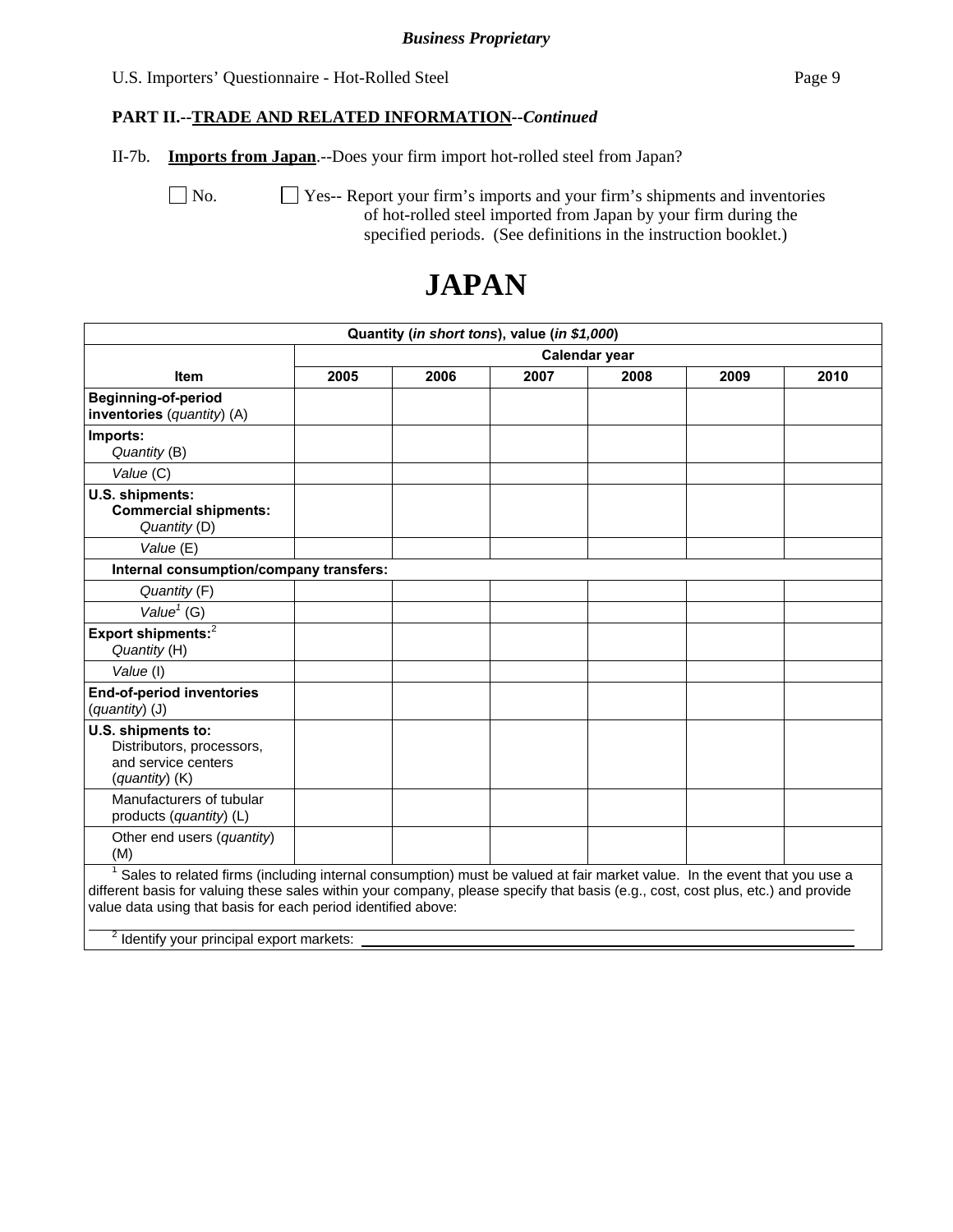*Business Proprietary*

**PART II.--TRADE AND RELATED INFORMATION--*Continued***

II-7b. **Imports from Japan**.--Does your firm import hot-rolled steel from Japan?

☐ No. ☐ Yes-- Report your firm's imports and your firm's shipments and inventories of hot-rolled steel imported from Japan by your firm during the specified periods. (See definitions in the instruction booklet.)

# JAPAN

| Quantity (*in short tons*), value (*in $1,000*) | | | | | | |
|---|---|---|---|---|---|---|
| | Calendar year | | | | | |
| **Item** | **2005** | **2006** | **2007** | **2008** | **2009** | **2010** |
| **Beginning-of-period inventories** (*quantity*) (A) | | | | | | |
| **Imports:** *Quantity* (B) | | | | | | |
| *Value* (C) | | | | | | |
| **U.S. shipments: Commercial shipments:** *Quantity* (D) | | | | | | |
| *Value* (E) | | | | | | |
| **Internal consumption/company transfers:** | | | | | | |
| *Quantity* (F) | | | | | | |
| *Value*[1] (G) | | | | | | |
| **Export shipments:**[2] *Quantity* (H) | | | | | | |
| *Value* (I) | | | | | | |
| **End-of-period inventories** (*quantity*) (J) | | | | | | |
| **U.S. shipments to:** Distributors, processors, and service centers (*quantity*) (K) | | | | | | |
| Manufacturers of tubular products (*quantity*) (L) | | | | | | |
| Other end users (*quantity*) (M) | | | | | | |

[1] Sales to related firms (including internal consumption) must be valued at fair market value. In the event that you use a different basis for valuing these sales within your company, please specify that basis (e.g., cost, cost plus, etc.) and provide value data using that basis for each period identified above:

[2] Identify your principal export markets: \_\_\_\_\_\_\_\_\_\_\_\_\_\_\_\_\_\_\_\_\_\_\_\_\_\_\_\_\_\_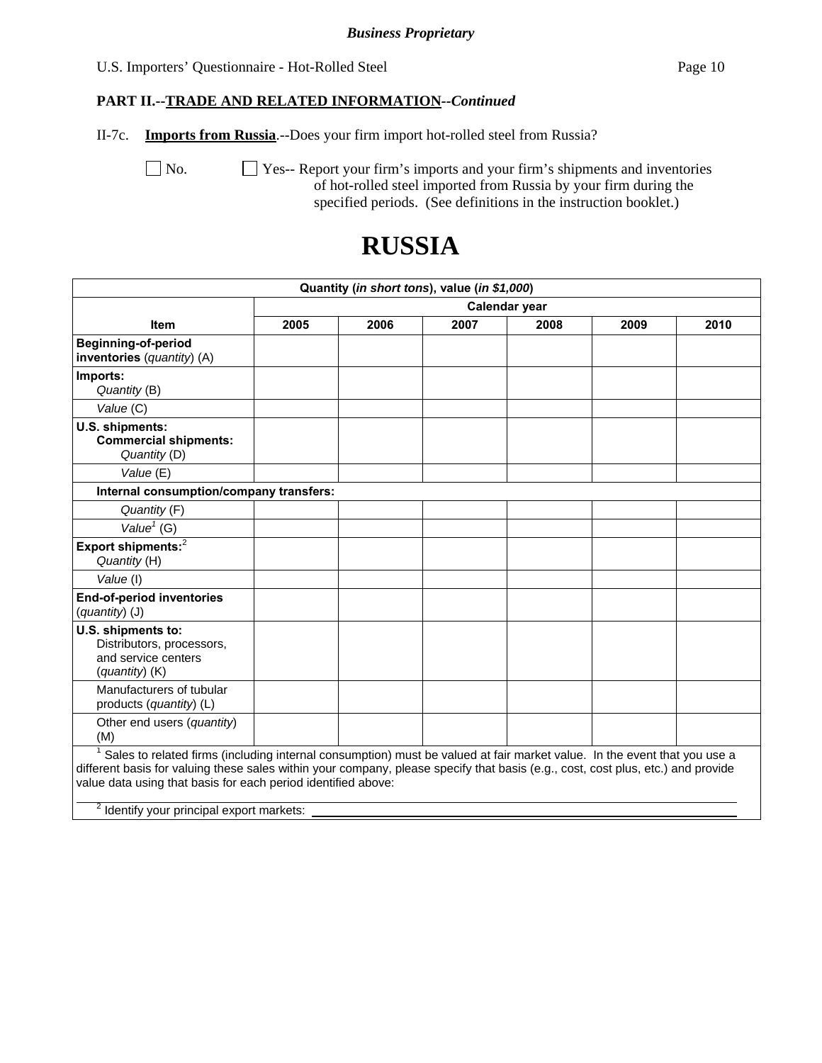**PART II.--TRADE AND RELATED INFORMATION--*Continued***

II-7c. **Imports from Russia**.--Does your firm import hot-rolled steel from Russia?

☐ No. ☐ Yes-- Report your firm's imports and your firm's shipments and inventories of hot-rolled steel imported from Russia by your firm during the specified periods. (See definitions in the instruction booklet.)

# RUSSIA

| Quantity (*in short tons*), value (*in $1,000*) | | | | | | |
|---|---|---|---|---|---|---|
| | Calendar year | | | | | |
| **Item** | **2005** | **2006** | **2007** | **2008** | **2009** | **2010** |
| **Beginning-of-period inventories** (*quantity*) (A) | | | | | | |
| **Imports:** *Quantity* (B) | | | | | | |
| *Value* (C) | | | | | | |
| **U.S. shipments: Commercial shipments:** *Quantity* (D) | | | | | | |
| *Value* (E) | | | | | | |
| **Internal consumption/company transfers:** | | | | | | |
| *Quantity* (F) | | | | | | |
| *Value*[1] (G) | | | | | | |
| **Export shipments:**[2] *Quantity* (H) | | | | | | |
| *Value* (I) | | | | | | |
| **End-of-period inventories** (*quantity*) (J) | | | | | | |
| **U.S. shipments to:** Distributors, processors, and service centers (*quantity*) (K) | | | | | | |
| Manufacturers of tubular products (*quantity*) (L) | | | | | | |
| Other end users (*quantity*) (M) | | | | | | |

[1] Sales to related firms (including internal consumption) must be valued at fair market value. In the event that you use a different basis for valuing these sales within your company, please specify that basis (e.g., cost, cost plus, etc.) and provide value data using that basis for each period identified above:

______________________________________________

[2] Identify your principal export markets: ______________________________________________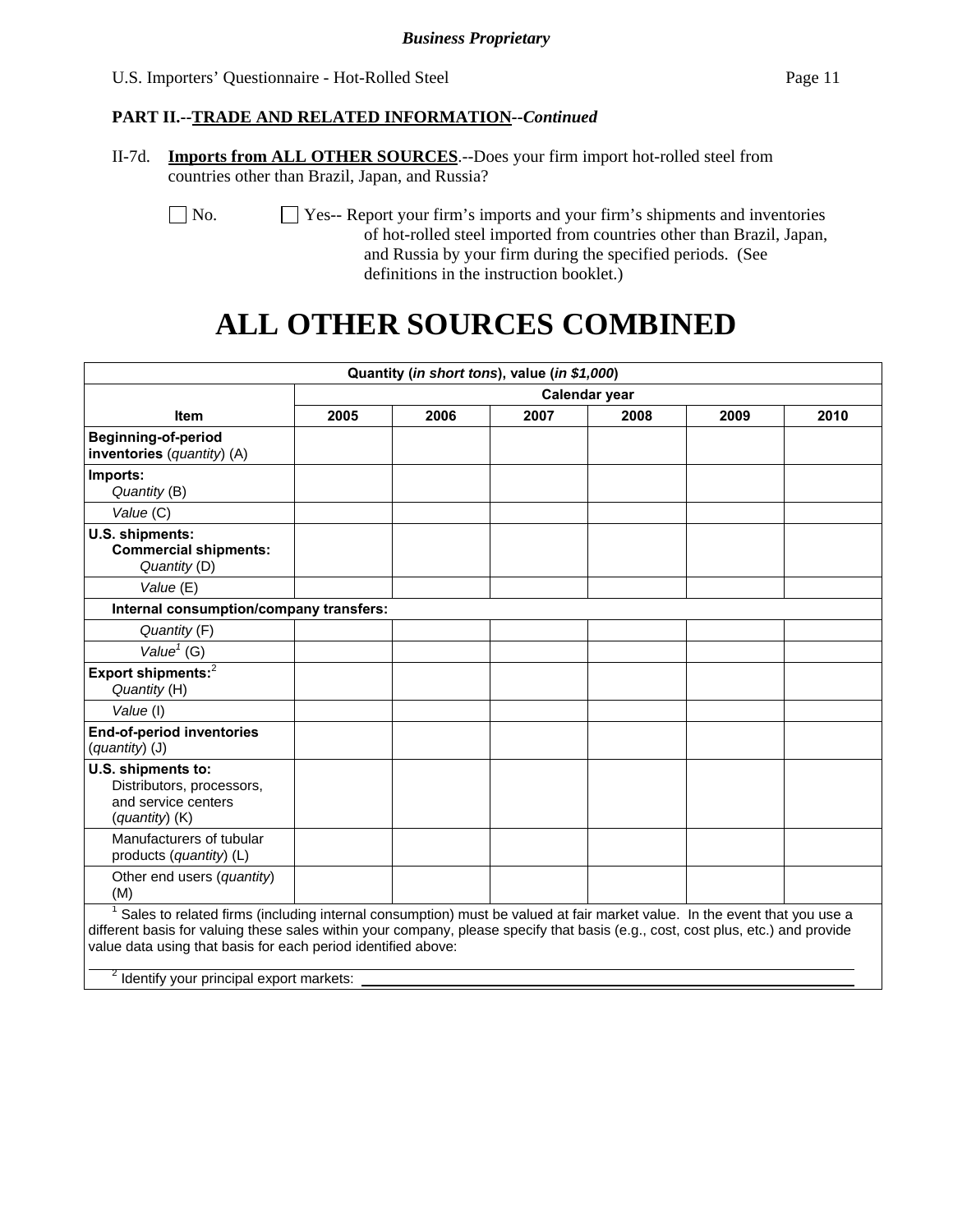**PART II.--TRADE AND RELATED INFORMATION--*Continued***

II-7d. **Imports from ALL OTHER SOURCES**.--Does your firm import hot-rolled steel from countries other than Brazil, Japan, and Russia?

☐ No. ☐ Yes-- Report your firm's imports and your firm's shipments and inventories of hot-rolled steel imported from countries other than Brazil, Japan, and Russia by your firm during the specified periods. (See definitions in the instruction booklet.)

# ALL OTHER SOURCES COMBINED

| Quantity (*in short tons*), value (*in $1,000*) | | | | | | |
|---|---|---|---|---|---|---|
| | Calendar year | | | | | |
| **Item** | **2005** | **2006** | **2007** | **2008** | **2009** | **2010** |
| **Beginning-of-period inventories** (*quantity*) (A) | | | | | | |
| **Imports:** *Quantity* (B) | | | | | | |
| *Value* (C) | | | | | | |
| **U.S. shipments: Commercial shipments:** *Quantity* (D) | | | | | | |
| *Value* (E) | | | | | | |
| **Internal consumption/company transfers:** | | | | | | |
| *Quantity* (F) | | | | | | |
| *Value*[1] (G) | | | | | | |
| **Export shipments:**[2] *Quantity* (H) | | | | | | |
| *Value* (I) | | | | | | |
| **End-of-period inventories** (*quantity*) (J) | | | | | | |
| **U.S. shipments to:** Distributors, processors, and service centers (*quantity*) (K) | | | | | | |
| Manufacturers of tubular products (*quantity*) (L) | | | | | | |
| Other end users (*quantity*) (M) | | | | | | |

[1] Sales to related firms (including internal consumption) must be valued at fair market value. In the event that you use a different basis for valuing these sales within your company, please specify that basis (e.g., cost, cost plus, etc.) and provide value data using that basis for each period identified above: ______________________________

[2] Identify your principal export markets: ______________________________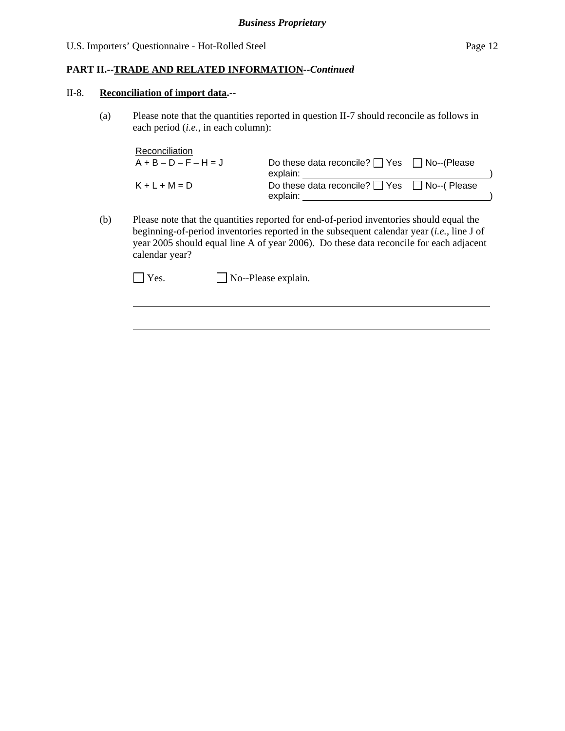**Business Proprietary**

**PART II.--TRADE AND RELATED INFORMATION--*Continued***

II-8. **Reconciliation of import data.--**

(a) Please note that the quantities reported in question II-7 should reconcile as follows in each period (*i.e.*, in each column):

| Reconciliation | |
|---|---|
| A + B – D – F – H = J | Do these data reconcile? ☐ Yes ☐ No--(Please explain: ____________________) |
| K + L + M = D | Do these data reconcile? ☐ Yes ☐ No--( Please explain: ____________________) |

(b) Please note that the quantities reported for end-of-period inventories should equal the beginning-of-period inventories reported in the subsequent calendar year (*i.e.*, line J of year 2005 should equal line A of year 2006). Do these data reconcile for each adjacent calendar year?

☐ Yes. ☐ No--Please explain.

______________________________________________________________________

______________________________________________________________________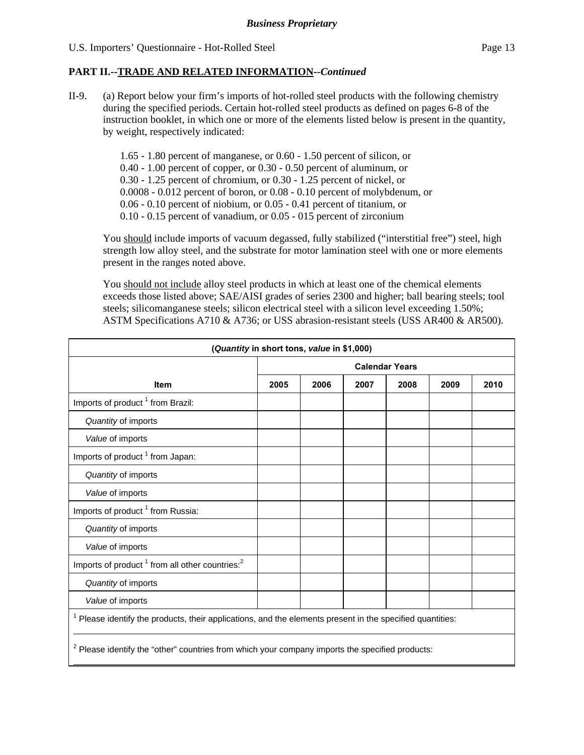*Business Proprietary*

U.S. Importers' Questionnaire - Hot-Rolled Steel

**PART II.--TRADE AND RELATED INFORMATION--*Continued***

II-9. (a) Report below your firm's imports of hot-rolled steel products with the following chemistry during the specified periods. Certain hot-rolled steel products as defined on pages 6-8 of the instruction booklet, in which one or more of the elements listed below is present in the quantity, by weight, respectively indicated:

1.65 - 1.80 percent of manganese, or 0.60 - 1.50 percent of silicon, or
0.40 - 1.00 percent of copper, or 0.30 - 0.50 percent of aluminum, or
0.30 - 1.25 percent of chromium, or 0.30 - 1.25 percent of nickel, or
0.0008 - 0.012 percent of boron, or 0.08 - 0.10 percent of molybdenum, or
0.06 - 0.10 percent of niobium, or 0.05 - 0.41 percent of titanium, or
0.10 - 0.15 percent of vanadium, or 0.05 - 015 percent of zirconium

You should include imports of vacuum degassed, fully stabilized ("interstitial free") steel, high strength low alloy steel, and the substrate for motor lamination steel with one or more elements present in the ranges noted above.

You should not include alloy steel products in which at least one of the chemical elements exceeds those listed above; SAE/AISI grades of series 2300 and higher; ball bearing steels; tool steels; silicomanganese steels; silicon electrical steel with a silicon level exceeding 1.50%; ASTM Specifications A710 & A736; or USS abrasion-resistant steels (USS AR400 & AR500).

(*Quantity* in short tons, *value* in $1,000)

| Item | Calendar Years | | | | | |
|---|---|---|---|---|---|---|
| | 2005 | 2006 | 2007 | 2008 | 2009 | 2010 |
| Imports of product [1] from Brazil: | | | | | | |
| *Quantity* of imports | | | | | | |
| *Value* of imports | | | | | | |
| Imports of product [1] from Japan: | | | | | | |
| *Quantity* of imports | | | | | | |
| *Value* of imports | | | | | | |
| Imports of product [1] from Russia: | | | | | | |
| *Quantity* of imports | | | | | | |
| *Value* of imports | | | | | | |
| Imports of product [1] from all other countries:[2] | | | | | | |
| *Quantity* of imports | | | | | | |
| *Value* of imports | | | | | | |

[1] Please identify the products, their applications, and the elements present in the specified quantities:

[2] Please identify the "other" countries from which your company imports the specified products: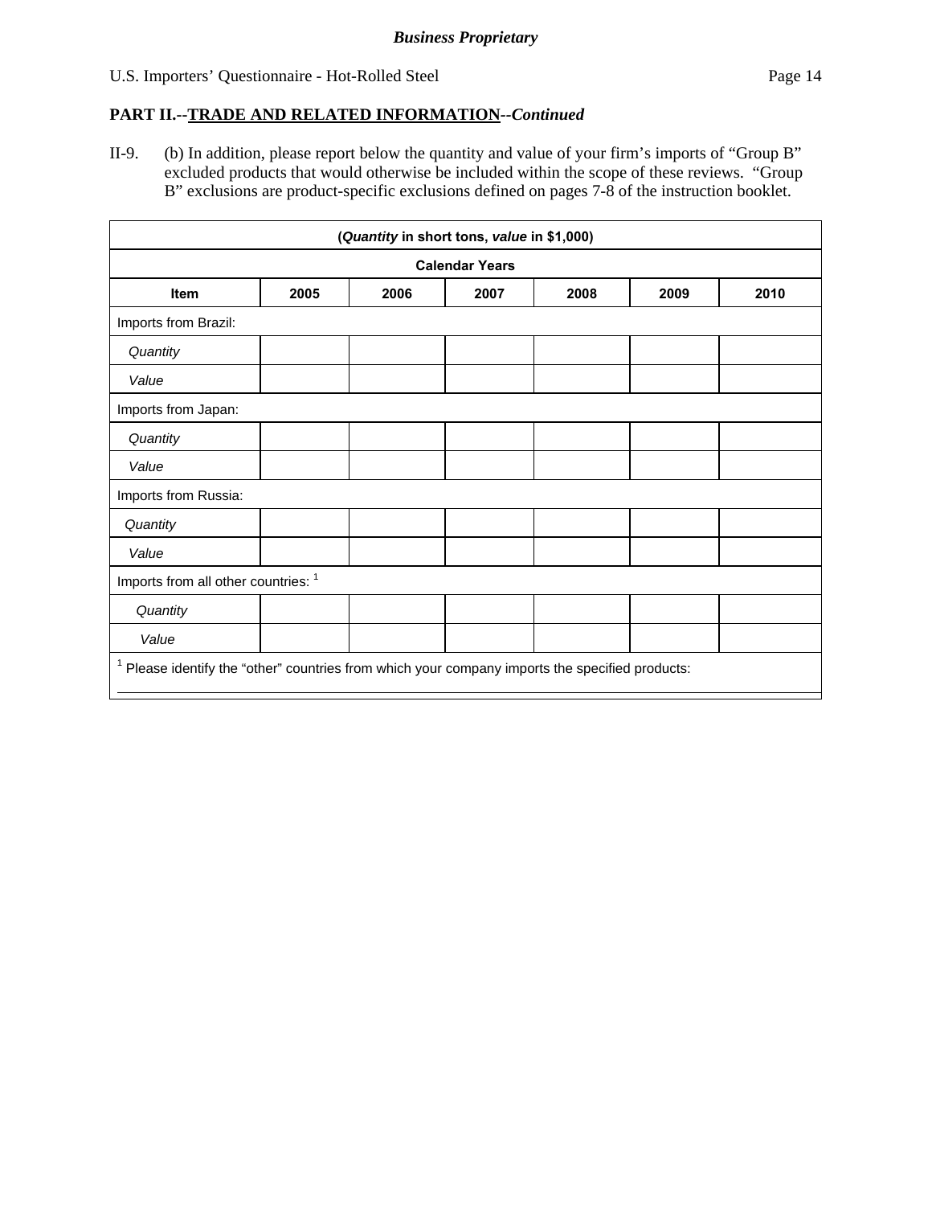*Business Proprietary*

**PART II.--TRADE AND RELATED INFORMATION--*Continued***

II-9. (b) In addition, please report below the quantity and value of your firm's imports of "Group B" excluded products that would otherwise be included within the scope of these reviews. "Group B" exclusions are product-specific exclusions defined on pages 7-8 of the instruction booklet.

| (*Quantity* in short tons, *value* in $1,000) | | | | | | |
|---|---|---|---|---|---|---|
| Calendar Years | | | | | | |
| **Item** | **2005** | **2006** | **2007** | **2008** | **2009** | **2010** |
| Imports from Brazil: | | | | | | |
| *Quantity* | | | | | | |
| *Value* | | | | | | |
| Imports from Japan: | | | | | | |
| *Quantity* | | | | | | |
| *Value* | | | | | | |
| Imports from Russia: | | | | | | |
| *Quantity* | | | | | | |
| *Value* | | | | | | |
| Imports from all other countries: [1] | | | | | | |
| *Quantity* | | | | | | |
| *Value* | | | | | | |

[1] Please identify the "other" countries from which your company imports the specified products:

______________________________________________________________________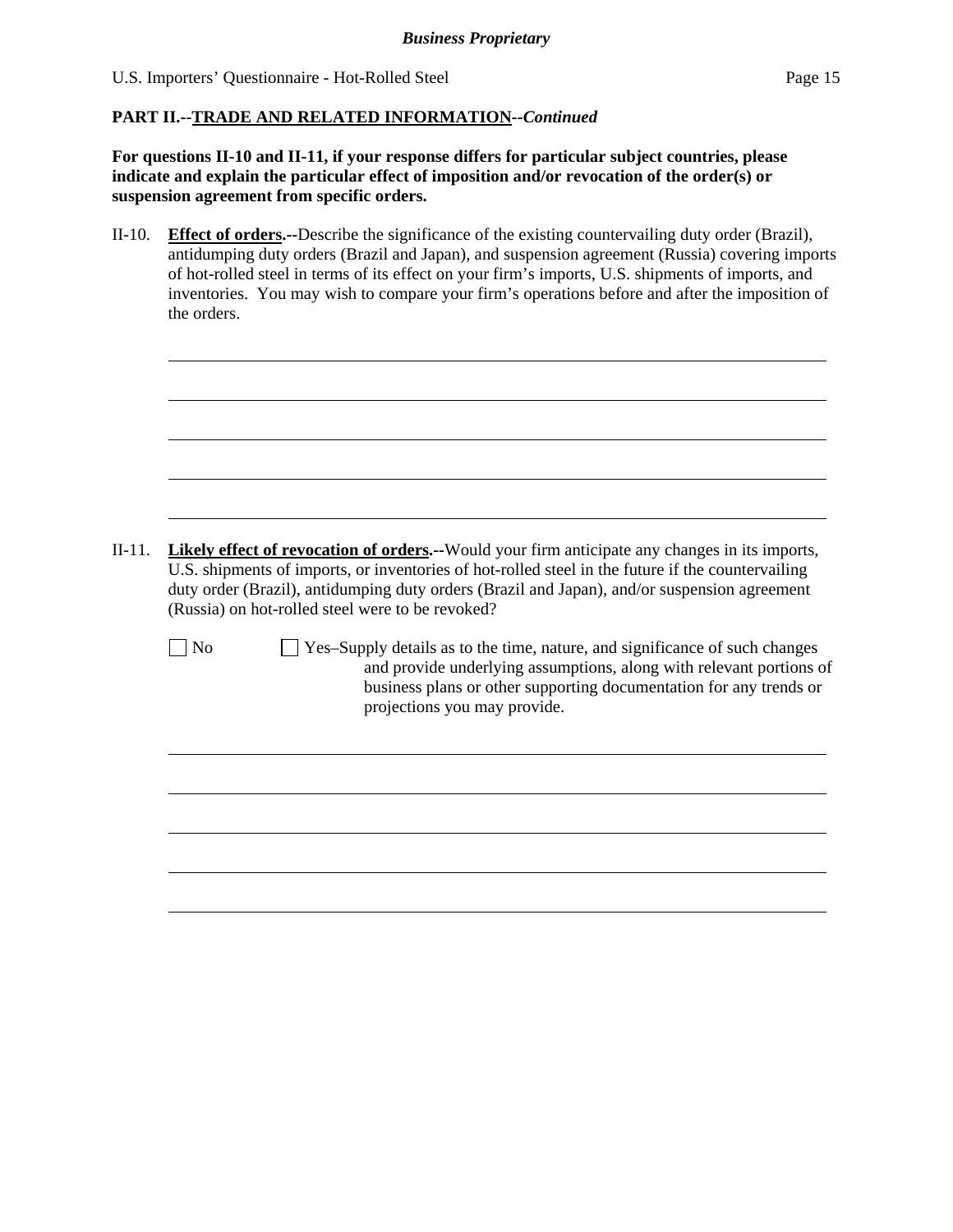**PART II.--TRADE AND RELATED INFORMATION--*Continued***

**For questions II-10 and II-11, if your response differs for particular subject countries, please indicate and explain the particular effect of imposition and/or revocation of the order(s) or suspension agreement from specific orders.**

II-10. **Effect of orders.--**Describe the significance of the existing countervailing duty order (Brazil), antidumping duty orders (Brazil and Japan), and suspension agreement (Russia) covering imports of hot-rolled steel in terms of its effect on your firm's imports, U.S. shipments of imports, and inventories. You may wish to compare your firm's operations before and after the imposition of the orders.

______________________________________________________________________

______________________________________________________________________

______________________________________________________________________

______________________________________________________________________

______________________________________________________________________

II-11. **Likely effect of revocation of orders.--**Would your firm anticipate any changes in its imports, U.S. shipments of imports, or inventories of hot-rolled steel in the future if the countervailing duty order (Brazil), antidumping duty orders (Brazil and Japan), and/or suspension agreement (Russia) on hot-rolled steel were to be revoked?

☐ No ☐ Yes–Supply details as to the time, nature, and significance of such changes and provide underlying assumptions, along with relevant portions of business plans or other supporting documentation for any trends or projections you may provide.

______________________________________________________________________

______________________________________________________________________

______________________________________________________________________

______________________________________________________________________

______________________________________________________________________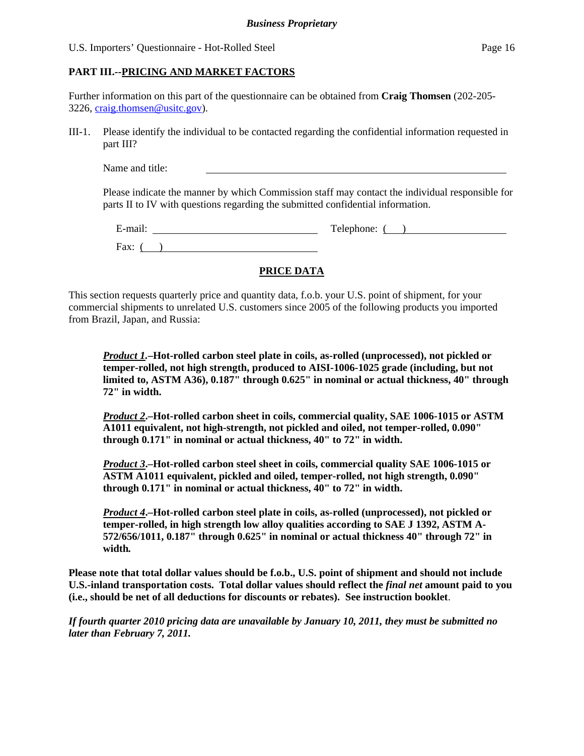## PART III.--PRICING AND MARKET FACTORS

Further information on this part of the questionnaire can be obtained from **Craig Thomsen** (202-205-3226, craig.thomsen@usitc.gov).

III-1. Please identify the individual to be contacted regarding the confidential information requested in part III?

Name and title: ______________________________

Please indicate the manner by which Commission staff may contact the individual responsible for parts II to IV with questions regarding the submitted confidential information.

E-mail: ______________________ Telephone: (   ) ______________________

Fax: (   ) ______________________

### PRICE DATA

This section requests quarterly price and quantity data, f.o.b. your U.S. point of shipment, for your commercial shipments to unrelated U.S. customers since 2005 of the following products you imported from Brazil, Japan, and Russia:

> ***Product 1*.–Hot-rolled carbon steel plate in coils, as-rolled (unprocessed), not pickled or temper-rolled, not high strength, produced to AISI-1006-1025 grade (including, but not limited to, ASTM A36), 0.187" through 0.625" in nominal or actual thickness, 40" through 72" in width.**
>
> ***Product 2*.–Hot-rolled carbon sheet in coils, commercial quality, SAE 1006-1015 or ASTM A1011 equivalent, not high-strength, not pickled and oiled, not temper-rolled, 0.090" through 0.171" in nominal or actual thickness, 40" to 72" in width.**
>
> ***Product 3*.–Hot-rolled carbon steel sheet in coils, commercial quality SAE 1006-1015 or ASTM A1011 equivalent, pickled and oiled, temper-rolled, not high strength, 0.090" through 0.171" in nominal or actual thickness, 40" to 72" in width.**
>
> ***Product 4*.–Hot-rolled carbon steel plate in coils, as-rolled (unprocessed), not pickled or temper-rolled, in high strength low alloy qualities according to SAE J 1392, ASTM A-572/656/1011, 0.187" through 0.625" in nominal or actual thickness 40" through 72" in width.**

**Please note that total dollar values should be f.o.b., U.S. point of shipment and should not include U.S.-inland transportation costs. Total dollar values should reflect the *final net* amount paid to you (i.e., should be net of all deductions for discounts or rebates). See instruction booklet**.

***If fourth quarter 2010 pricing data are unavailable by January 10, 2011, they must be submitted no later than February 7, 2011.***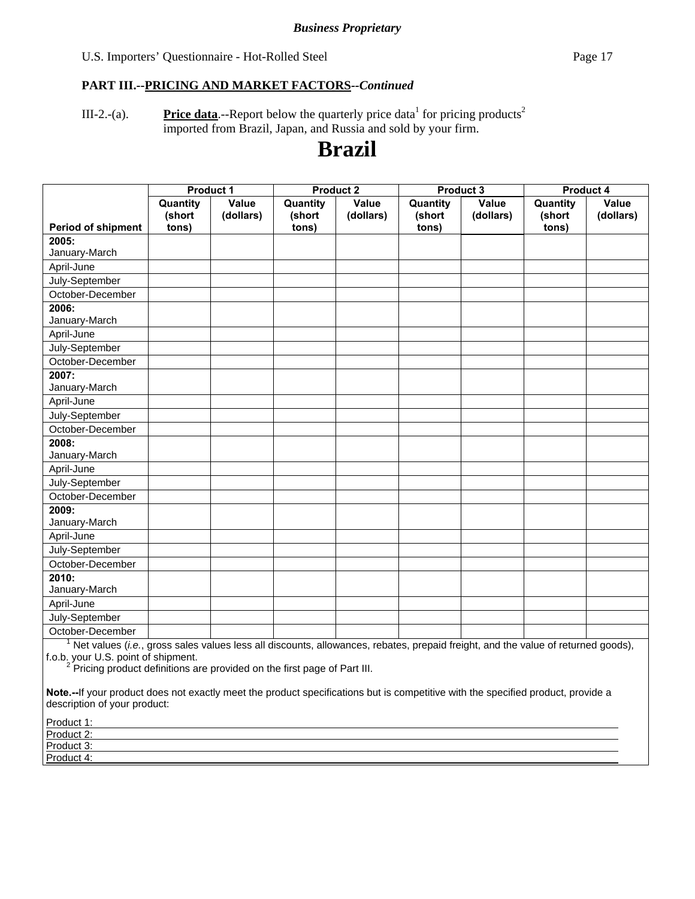**PART III.--PRICING AND MARKET FACTORS--*Continued***

III-2.-(a). **Price data**.--Report below the quarterly price data[1] for pricing products[2] imported from Brazil, Japan, and Russia and sold by your firm.

# Brazil

| Period of shipment | Product 1 | | Product 2 | | Product 3 | | Product 4 | |
|---|---|---|---|---|---|---|---|---|
| | Quantity (short tons) | Value (dollars) | Quantity (short tons) | Value (dollars) | Quantity (short tons) | Value (dollars) | Quantity (short tons) | Value (dollars) |
| **2005:** January-March | | | | | | | | |
| April-June | | | | | | | | |
| July-September | | | | | | | | |
| October-December | | | | | | | | |
| **2006:** January-March | | | | | | | | |
| April-June | | | | | | | | |
| July-September | | | | | | | | |
| October-December | | | | | | | | |
| **2007:** January-March | | | | | | | | |
| April-June | | | | | | | | |
| July-September | | | | | | | | |
| October-December | | | | | | | | |
| **2008:** January-March | | | | | | | | |
| April-June | | | | | | | | |
| July-September | | | | | | | | |
| October-December | | | | | | | | |
| **2009:** January-March | | | | | | | | |
| April-June | | | | | | | | |
| July-September | | | | | | | | |
| October-December | | | | | | | | |
| **2010:** January-March | | | | | | | | |
| April-June | | | | | | | | |
| July-September | | | | | | | | |
| October-December | | | | | | | | |

[1] Net values (*i.e.*, gross sales values less all discounts, allowances, rebates, prepaid freight, and the value of returned goods), f.o.b. your U.S. point of shipment.

[2] Pricing product definitions are provided on the first page of Part III.

**Note.--**If your product does not exactly meet the product specifications but is competitive with the specified product, provide a description of your product:

Product 1: ______________________________

Product 2: ______________________________

Product 3: ______________________________

Product 4: ______________________________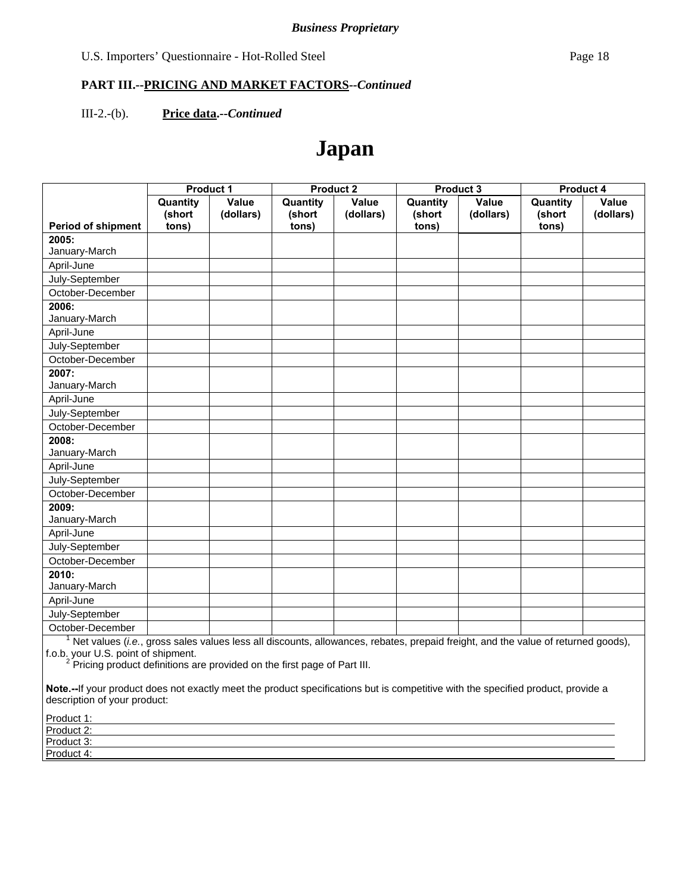*Business Proprietary*

U.S. Importers' Questionnaire - Hot-Rolled Steel

**PART III.--PRICING AND MARKET FACTORS--*Continued***

III-2.-(b). **Price data.--*Continued***

# Japan

| Period of shipment | Product 1 | | Product 2 | | Product 3 | | Product 4 | |
|---|---|---|---|---|---|---|---|---|
| | Quantity (short tons) | Value (dollars) | Quantity (short tons) | Value (dollars) | Quantity (short tons) | Value (dollars) | Quantity (short tons) | Value (dollars) |
| **2005:** January-March | | | | | | | | |
| April-June | | | | | | | | |
| July-September | | | | | | | | |
| October-December | | | | | | | | |
| **2006:** January-March | | | | | | | | |
| April-June | | | | | | | | |
| July-September | | | | | | | | |
| October-December | | | | | | | | |
| **2007:** January-March | | | | | | | | |
| April-June | | | | | | | | |
| July-September | | | | | | | | |
| October-December | | | | | | | | |
| **2008:** January-March | | | | | | | | |
| April-June | | | | | | | | |
| July-September | | | | | | | | |
| October-December | | | | | | | | |
| **2009:** January-March | | | | | | | | |
| April-June | | | | | | | | |
| July-September | | | | | | | | |
| October-December | | | | | | | | |
| **2010:** January-March | | | | | | | | |
| April-June | | | | | | | | |
| July-September | | | | | | | | |
| October-December | | | | | | | | |

[1] Net values (*i.e.*, gross sales values less all discounts, allowances, rebates, prepaid freight, and the value of returned goods), f.o.b. your U.S. point of shipment.

[2] Pricing product definitions are provided on the first page of Part III.

**Note.--**If your product does not exactly meet the product specifications but is competitive with the specified product, provide a description of your product:

Product 1: ___________

Product 2: ___________

Product 3: ___________

Product 4: ___________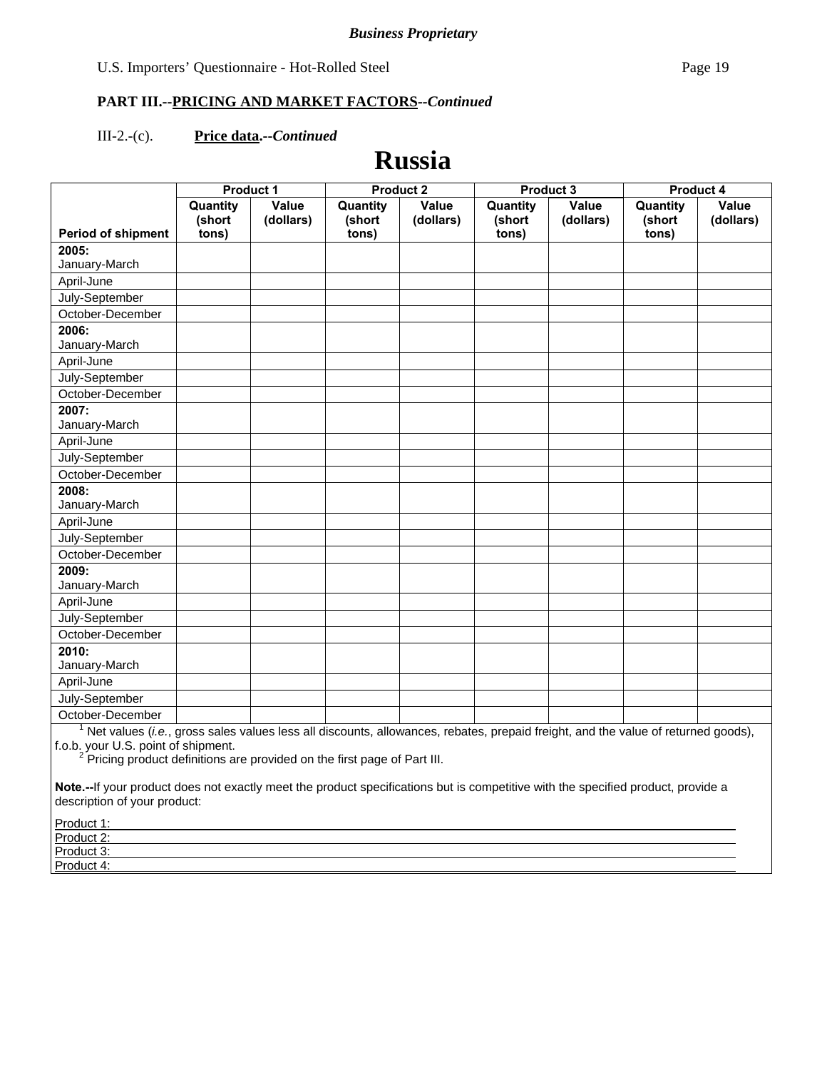*Business Proprietary*

U.S. Importers' Questionnaire - Hot-Rolled Steel

**PART III.--PRICING AND MARKET FACTORS--*Continued***

III-2.-(c). **Price data.--*Continued***

# Russia

| Period of shipment | Product 1 | | Product 2 | | Product 3 | | Product 4 | |
|---|---|---|---|---|---|---|---|---|
| | **Quantity (short tons)** | **Value (dollars)** | **Quantity (short tons)** | **Value (dollars)** | **Quantity (short tons)** | **Value (dollars)** | **Quantity (short tons)** | **Value (dollars)** |
| **2005:** January-March | | | | | | | | |
| April-June | | | | | | | | |
| July-September | | | | | | | | |
| October-December | | | | | | | | |
| **2006:** January-March | | | | | | | | |
| April-June | | | | | | | | |
| July-September | | | | | | | | |
| October-December | | | | | | | | |
| **2007:** January-March | | | | | | | | |
| April-June | | | | | | | | |
| July-September | | | | | | | | |
| October-December | | | | | | | | |
| **2008:** January-March | | | | | | | | |
| April-June | | | | | | | | |
| July-September | | | | | | | | |
| October-December | | | | | | | | |
| **2009:** January-March | | | | | | | | |
| April-June | | | | | | | | |
| July-September | | | | | | | | |
| October-December | | | | | | | | |
| **2010:** January-March | | | | | | | | |
| April-June | | | | | | | | |
| July-September | | | | | | | | |
| October-December | | | | | | | | |

[1] Net values (*i.e.*, gross sales values less all discounts, allowances, rebates, prepaid freight, and the value of returned goods), f.o.b. your U.S. point of shipment.

[2] Pricing product definitions are provided on the first page of Part III.

**Note.--**If your product does not exactly meet the product specifications but is competitive with the specified product, provide a description of your product:

Product 1: \_\_\_\_\_\_\_\_\_\_\_\_\_\_\_\_\_\_\_\_\_\_\_\_\_\_\_\_\_\_\_\_

Product 2: \_\_\_\_\_\_\_\_\_\_\_\_\_\_\_\_\_\_\_\_\_\_\_\_\_\_\_\_\_\_\_\_

Product 3: \_\_\_\_\_\_\_\_\_\_\_\_\_\_\_\_\_\_\_\_\_\_\_\_\_\_\_\_\_\_\_\_

Product 4: \_\_\_\_\_\_\_\_\_\_\_\_\_\_\_\_\_\_\_\_\_\_\_\_\_\_\_\_\_\_\_\_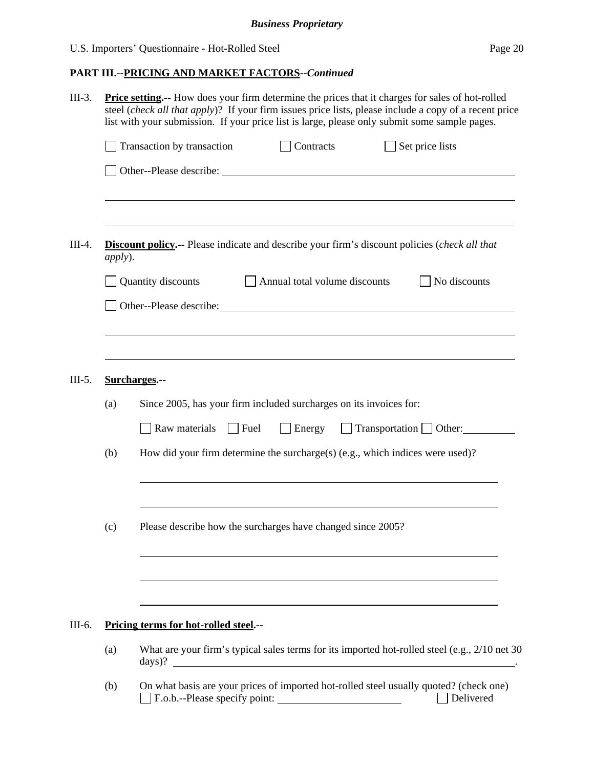**PART III.--PRICING AND MARKET FACTORS--*Continued***

III-3. **Price setting.--** How does your firm determine the prices that it charges for sales of hot-rolled steel (*check all that apply*)? If your firm issues price lists, please include a copy of a recent price list with your submission. If your price list is large, please only submit some sample pages.

☐ Transaction by transaction ☐ Contracts ☐ Set price lists

☐ Other--Please describe: ______________________________

______________________________

______________________________

III-4. **Discount policy.--** Please indicate and describe your firm's discount policies (*check all that apply*).

☐ Quantity discounts ☐ Annual total volume discounts ☐ No discounts

☐ Other--Please describe: ______________________________

______________________________

______________________________

III-5. **Surcharges.--**

(a) Since 2005, has your firm included surcharges on its invoices for:

☐ Raw materials ☐ Fuel ☐ Energy ☐ Transportation ☐ Other: __________

(b) How did your firm determine the surcharge(s) (e.g., which indices were used)?

______________________________

______________________________

(c) Please describe how the surcharges have changed since 2005?

______________________________

______________________________

______________________________

III-6. **Pricing terms for hot-rolled steel.--**

(a) What are your firm's typical sales terms for its imported hot-rolled steel (e.g., 2/10 net 30 days)? ______________________________.

(b) On what basis are your prices of imported hot-rolled steel usually quoted? (check one)
☐ F.o.b.--Please specify point: ______________ ☐ Delivered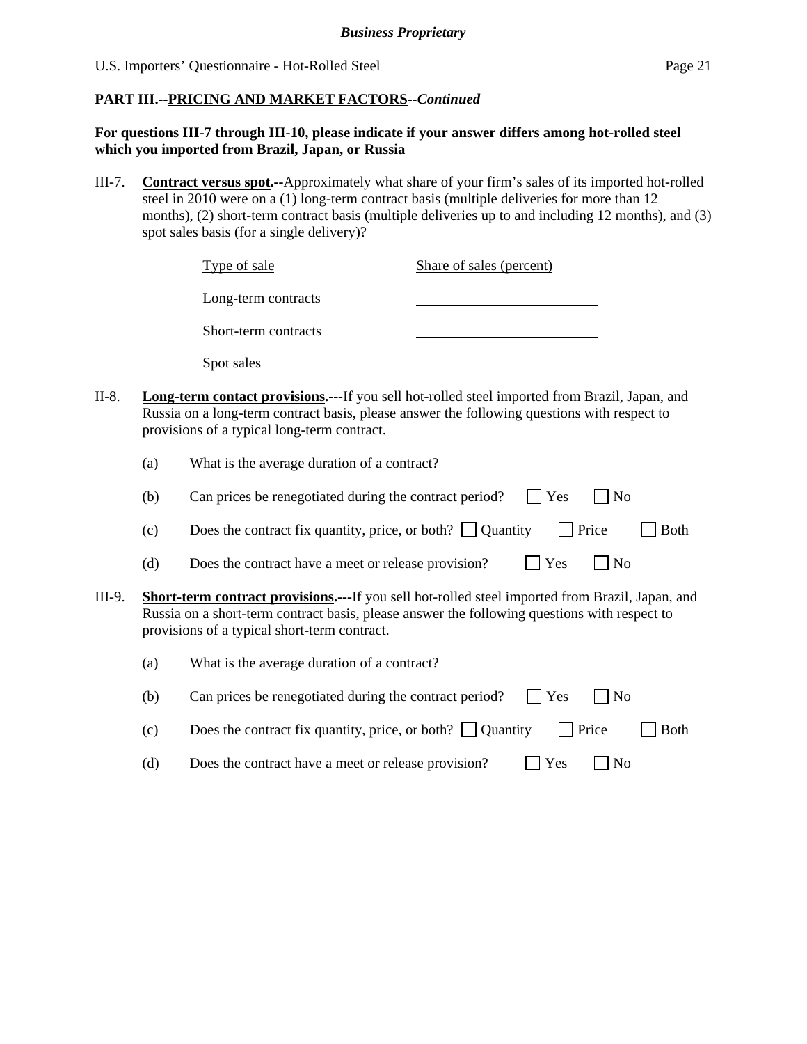**PART III.--PRICING AND MARKET FACTORS--*Continued***

**For questions III-7 through III-10, please indicate if your answer differs among hot-rolled steel which you imported from Brazil, Japan, or Russia**

III-7. **Contract versus spot.--**Approximately what share of your firm's sales of its imported hot-rolled steel in 2010 were on a (1) long-term contract basis (multiple deliveries for more than 12 months), (2) short-term contract basis (multiple deliveries up to and including 12 months), and (3) spot sales basis (for a single delivery)?

| Type of sale | Share of sales (percent) |
|---|---|
| Long-term contracts | ______________ |
| Short-term contracts | ______________ |
| Spot sales | ______________ |

II-8. **Long-term contact provisions.---**If you sell hot-rolled steel imported from Brazil, Japan, and Russia on a long-term contract basis, please answer the following questions with respect to provisions of a typical long-term contract.

(a) What is the average duration of a contract? ______________

(b) Can prices be renegotiated during the contract period? ☐ Yes ☐ No

(c) Does the contract fix quantity, price, or both? ☐ Quantity ☐ Price ☐ Both

(d) Does the contract have a meet or release provision? ☐ Yes ☐ No

III-9. **Short-term contract provisions.---**If you sell hot-rolled steel imported from Brazil, Japan, and Russia on a short-term contract basis, please answer the following questions with respect to provisions of a typical short-term contract.

(a) What is the average duration of a contract? ______________

(b) Can prices be renegotiated during the contract period? ☐ Yes ☐ No

(c) Does the contract fix quantity, price, or both? ☐ Quantity ☐ Price ☐ Both

(d) Does the contract have a meet or release provision? ☐ Yes ☐ No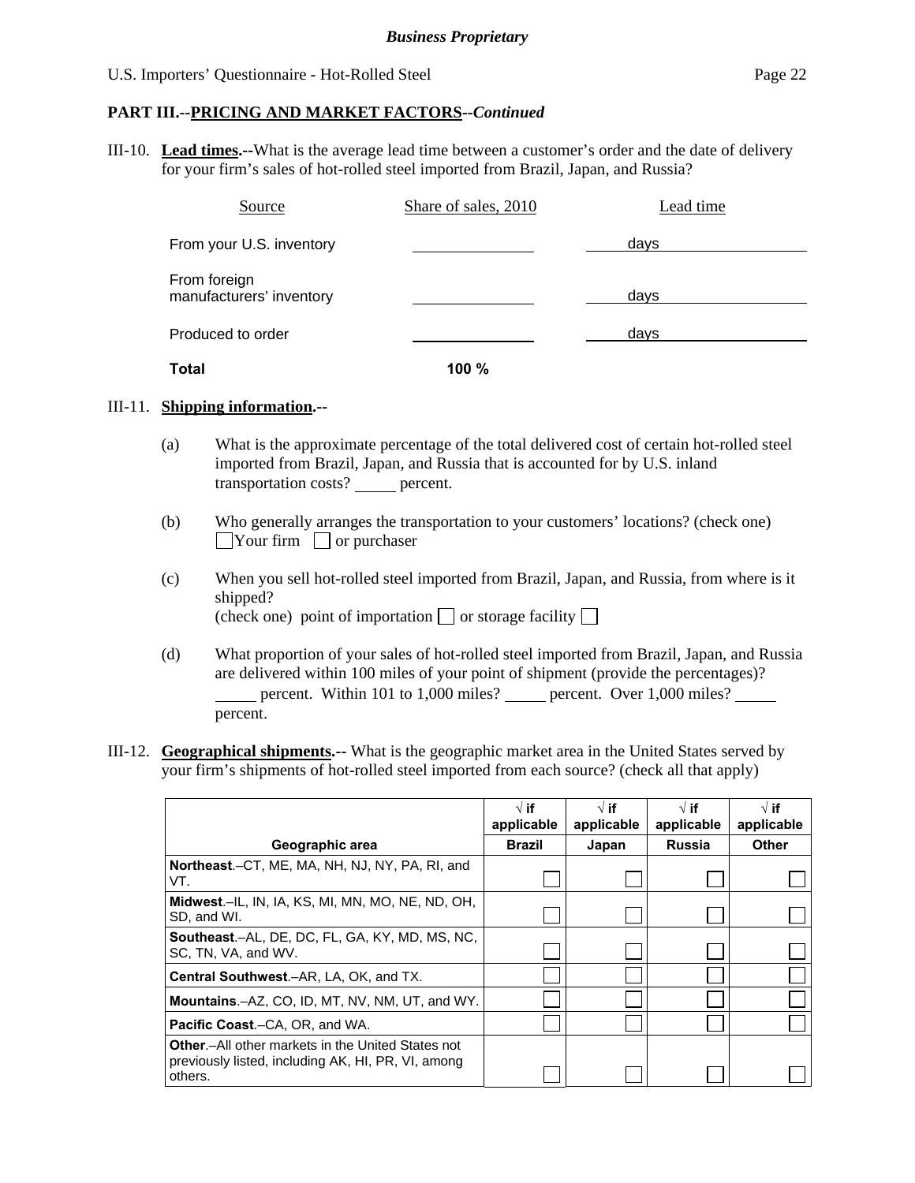*Business Proprietary*

U.S. Importers' Questionnaire - Hot-Rolled Steel

## PART III.--PRICING AND MARKET FACTORS--*Continued*

III-10. **Lead times.--**What is the average lead time between a customer's order and the date of delivery for your firm's sales of hot-rolled steel imported from Brazil, Japan, and Russia?

| Source | Share of sales, 2010 | Lead time |
|---|---|---|
| From your U.S. inventory | \_\_\_\_\_\_\_\_ | days |
| From foreign manufacturers' inventory | \_\_\_\_\_\_\_\_ | days |
| Produced to order | \_\_\_\_\_\_\_\_ | days |
| **Total** | **100 %** | |

III-11. **Shipping information.--**

(a) What is the approximate percentage of the total delivered cost of certain hot-rolled steel imported from Brazil, Japan, and Russia that is accounted for by U.S. inland transportation costs? \_\_\_\_\_ percent.

(b) Who generally arranges the transportation to your customers' locations? (check one)
☐ Your firm ☐ or purchaser

(c) When you sell hot-rolled steel imported from Brazil, Japan, and Russia, from where is it shipped?
(check one) point of importation ☐ or storage facility ☐

(d) What proportion of your sales of hot-rolled steel imported from Brazil, Japan, and Russia are delivered within 100 miles of your point of shipment (provide the percentages)? \_\_\_\_\_ percent. Within 101 to 1,000 miles? \_\_\_\_\_ percent. Over 1,000 miles? \_\_\_\_\_ percent.

III-12. **Geographical shipments.--** What is the geographic market area in the United States served by your firm's shipments of hot-rolled steel imported from each source? (check all that apply)

| Geographic area | √ if applicable Brazil | √ if applicable Japan | √ if applicable Russia | √ if applicable Other |
|---|---|---|---|---|
| **Northeast**.–CT, ME, MA, NH, NJ, NY, PA, RI, and VT. | ☐ | ☐ | ☐ | ☐ |
| **Midwest**.–IL, IN, IA, KS, MI, MN, MO, NE, ND, OH, SD, and WI. | ☐ | ☐ | ☐ | ☐ |
| **Southeast**.–AL, DE, DC, FL, GA, KY, MD, MS, NC, SC, TN, VA, and WV. | ☐ | ☐ | ☐ | ☐ |
| **Central Southwest**.–AR, LA, OK, and TX. | ☐ | ☐ | ☐ | ☐ |
| **Mountains**.–AZ, CO, ID, MT, NV, NM, UT, and WY. | ☐ | ☐ | ☐ | ☐ |
| **Pacific Coast**.–CA, OR, and WA. | ☐ | ☐ | ☐ | ☐ |
| **Other**.–All other markets in the United States not previously listed, including AK, HI, PR, VI, among others. | ☐ | ☐ | ☐ | ☐ |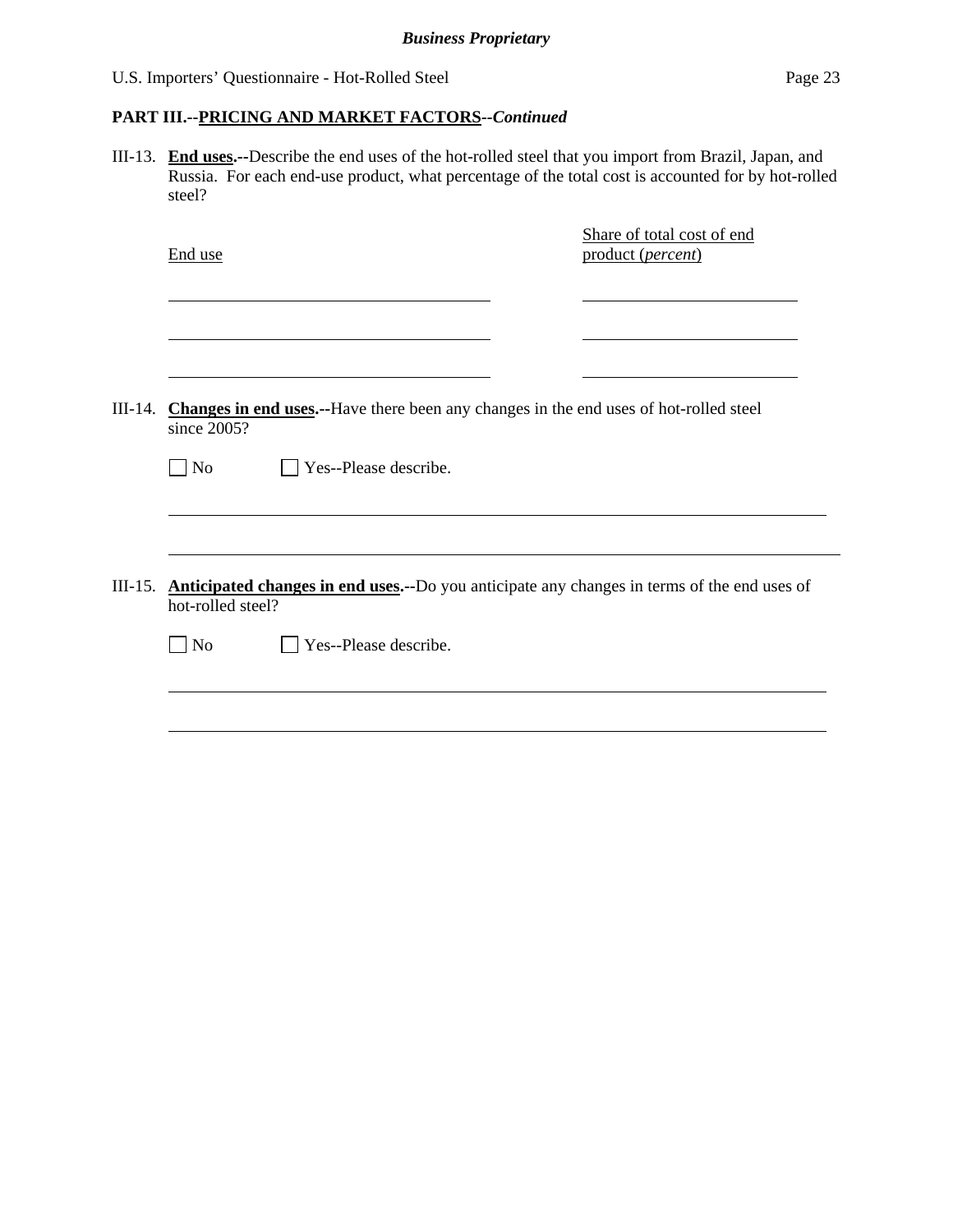**PART III.--PRICING AND MARKET FACTORS--*Continued***

III-13. **End uses.--**Describe the end uses of the hot-rolled steel that you import from Brazil, Japan, and Russia. For each end-use product, what percentage of the total cost is accounted for by hot-rolled steel?

| End use | Share of total cost of end product (*percent*) |
|---|---|
| ______________________________ | ____________________ |
| ______________________________ | ____________________ |
| ______________________________ | ____________________ |

III-14. **Changes in end uses.--**Have there been any changes in the end uses of hot-rolled steel since 2005?

☐ No ☐ Yes--Please describe.

______________________________________________________________________

______________________________________________________________________

III-15. **Anticipated changes in end uses.--**Do you anticipate any changes in terms of the end uses of hot-rolled steel?

☐ No ☐ Yes--Please describe.

______________________________________________________________________

______________________________________________________________________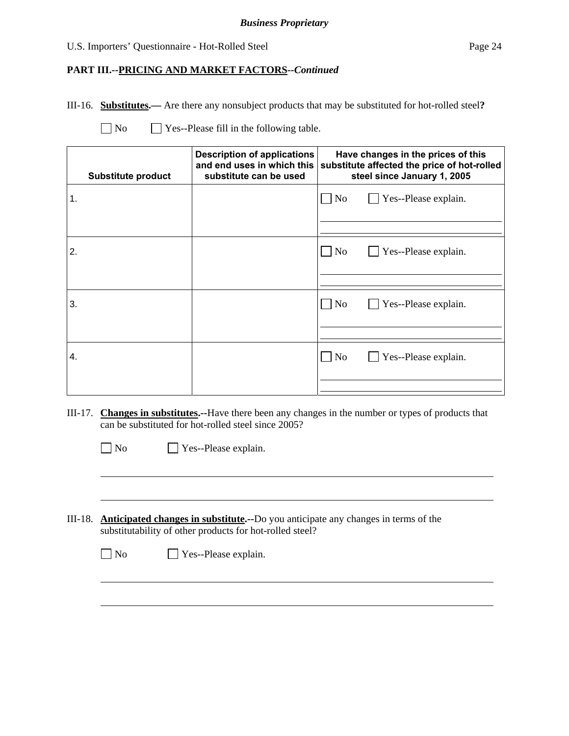*Business Proprietary*

**PART III.--PRICING AND MARKET FACTORS--*Continued***

III-16. **Substitutes.—** Are there any nonsubject products that may be substituted for hot-rolled steel**?**

☐ No ☐ Yes--Please fill in the following table.

| Substitute product | Description of applications and end uses in which this substitute can be used | Have changes in the prices of this substitute affected the price of hot-rolled steel since January 1, 2005 |
|---|---|---|
| 1. | | ☐ No ☐ Yes--Please explain. |
| 2. | | ☐ No ☐ Yes--Please explain. |
| 3. | | ☐ No ☐ Yes--Please explain. |
| 4. | | ☐ No ☐ Yes--Please explain. |

III-17. **Changes in substitutes.--**Have there been any changes in the number or types of products that can be substituted for hot-rolled steel since 2005?

☐ No ☐ Yes--Please explain.

III-18. **Anticipated changes in substitute.--**Do you anticipate any changes in terms of the substitutability of other products for hot-rolled steel?

☐ No ☐ Yes--Please explain.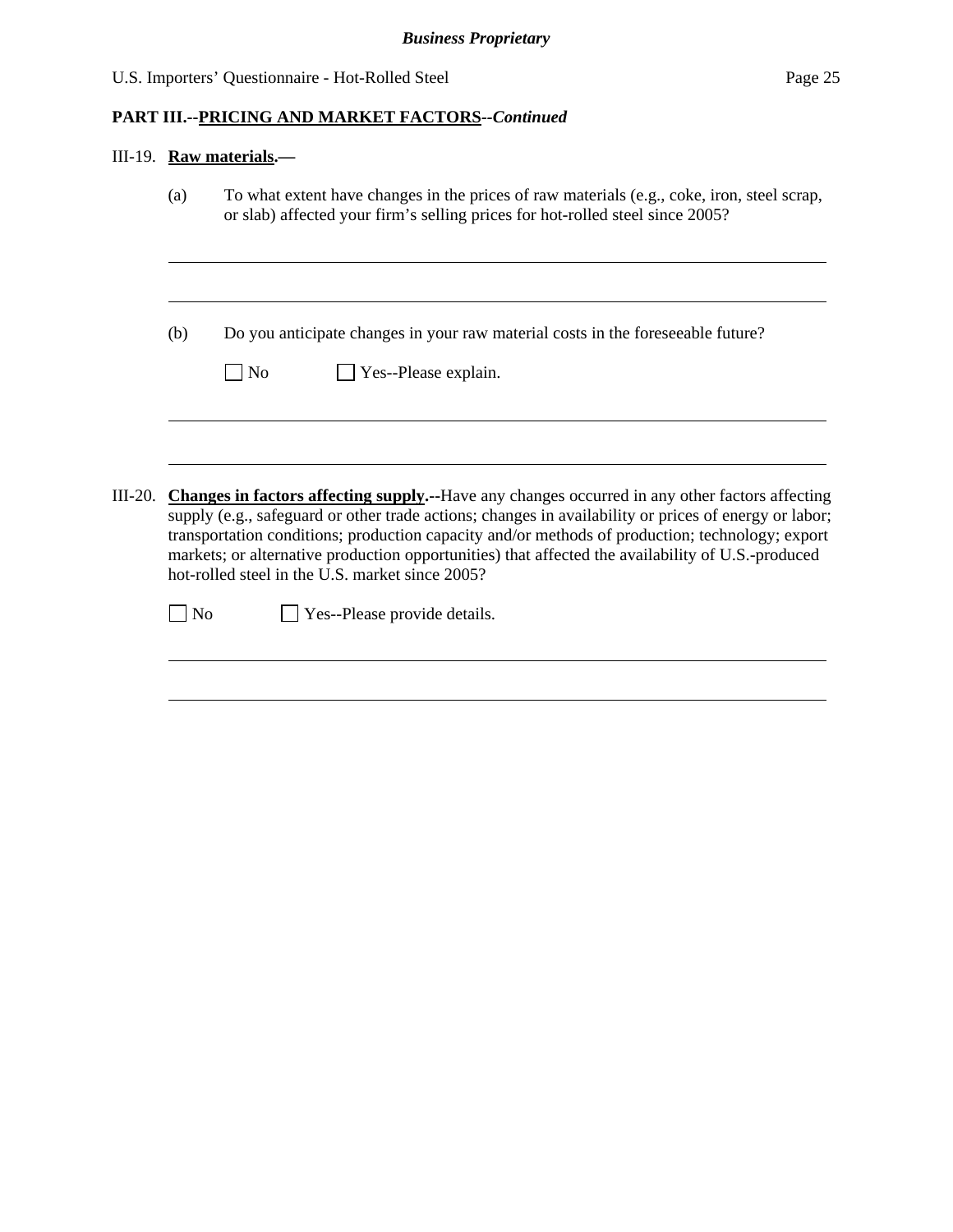**PART III.--PRICING AND MARKET FACTORS--*Continued***

III-19. **Raw materials.—**

(a) To what extent have changes in the prices of raw materials (e.g., coke, iron, steel scrap, or slab) affected your firm's selling prices for hot-rolled steel since 2005?

______________________________________________________________________

______________________________________________________________________

(b) Do you anticipate changes in your raw material costs in the foreseeable future?

☐ No ☐ Yes--Please explain.

______________________________________________________________________

______________________________________________________________________

III-20. **Changes in factors affecting supply.--**Have any changes occurred in any other factors affecting supply (e.g., safeguard or other trade actions; changes in availability or prices of energy or labor; transportation conditions; production capacity and/or methods of production; technology; export markets; or alternative production opportunities) that affected the availability of U.S.-produced hot-rolled steel in the U.S. market since 2005?

☐ No ☐ Yes--Please provide details.

______________________________________________________________________

______________________________________________________________________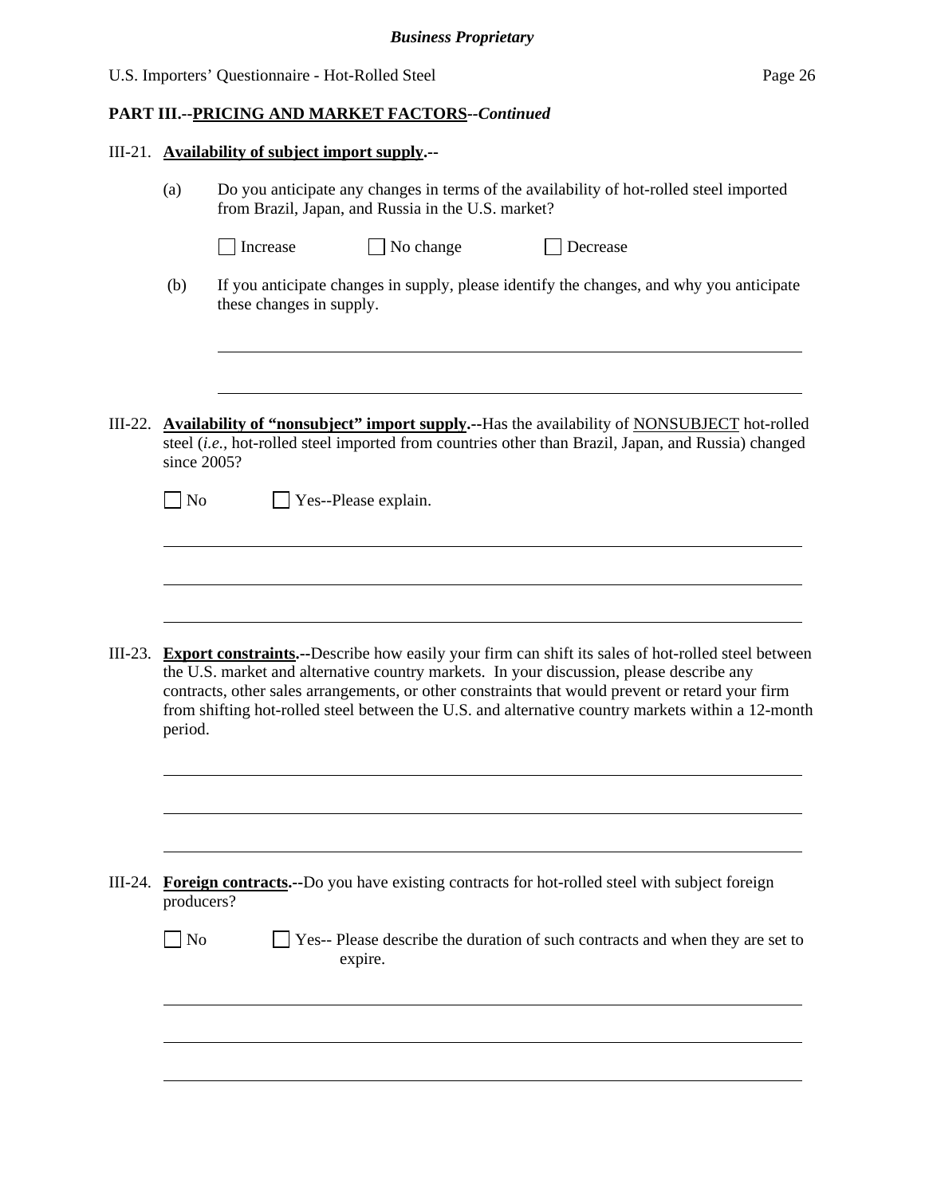**PART III.--PRICING AND MARKET FACTORS--*Continued***

III-21. **Availability of subject import supply.--**

(a) Do you anticipate any changes in terms of the availability of hot-rolled steel imported from Brazil, Japan, and Russia in the U.S. market?

☐ Increase ☐ No change ☐ Decrease

(b) If you anticipate changes in supply, please identify the changes, and why you anticipate these changes in supply.

\_\_\_\_\_\_\_\_\_\_\_\_\_\_\_\_\_\_\_\_\_\_\_\_\_\_\_\_\_\_\_\_\_\_\_\_\_\_\_\_\_\_\_\_\_\_\_\_\_\_\_\_\_\_\_\_\_\_\_\_

\_\_\_\_\_\_\_\_\_\_\_\_\_\_\_\_\_\_\_\_\_\_\_\_\_\_\_\_\_\_\_\_\_\_\_\_\_\_\_\_\_\_\_\_\_\_\_\_\_\_\_\_\_\_\_\_\_\_\_\_

III-22. **Availability of "nonsubject" import supply.--**Has the availability of NONSUBJECT hot-rolled steel (*i.e.*, hot-rolled steel imported from countries other than Brazil, Japan, and Russia) changed since 2005?

☐ No ☐ Yes--Please explain.

\_\_\_\_\_\_\_\_\_\_\_\_\_\_\_\_\_\_\_\_\_\_\_\_\_\_\_\_\_\_\_\_\_\_\_\_\_\_\_\_\_\_\_\_\_\_\_\_\_\_\_\_\_\_\_\_\_\_\_\_

\_\_\_\_\_\_\_\_\_\_\_\_\_\_\_\_\_\_\_\_\_\_\_\_\_\_\_\_\_\_\_\_\_\_\_\_\_\_\_\_\_\_\_\_\_\_\_\_\_\_\_\_\_\_\_\_\_\_\_\_

\_\_\_\_\_\_\_\_\_\_\_\_\_\_\_\_\_\_\_\_\_\_\_\_\_\_\_\_\_\_\_\_\_\_\_\_\_\_\_\_\_\_\_\_\_\_\_\_\_\_\_\_\_\_\_\_\_\_\_\_

III-23. **Export constraints.--**Describe how easily your firm can shift its sales of hot-rolled steel between the U.S. market and alternative country markets. In your discussion, please describe any contracts, other sales arrangements, or other constraints that would prevent or retard your firm from shifting hot-rolled steel between the U.S. and alternative country markets within a 12-month period.

\_\_\_\_\_\_\_\_\_\_\_\_\_\_\_\_\_\_\_\_\_\_\_\_\_\_\_\_\_\_\_\_\_\_\_\_\_\_\_\_\_\_\_\_\_\_\_\_\_\_\_\_\_\_\_\_\_\_\_\_

\_\_\_\_\_\_\_\_\_\_\_\_\_\_\_\_\_\_\_\_\_\_\_\_\_\_\_\_\_\_\_\_\_\_\_\_\_\_\_\_\_\_\_\_\_\_\_\_\_\_\_\_\_\_\_\_\_\_\_\_

\_\_\_\_\_\_\_\_\_\_\_\_\_\_\_\_\_\_\_\_\_\_\_\_\_\_\_\_\_\_\_\_\_\_\_\_\_\_\_\_\_\_\_\_\_\_\_\_\_\_\_\_\_\_\_\_\_\_\_\_

III-24. **Foreign contracts.--**Do you have existing contracts for hot-rolled steel with subject foreign producers?

☐ No ☐ Yes-- Please describe the duration of such contracts and when they are set to expire.

\_\_\_\_\_\_\_\_\_\_\_\_\_\_\_\_\_\_\_\_\_\_\_\_\_\_\_\_\_\_\_\_\_\_\_\_\_\_\_\_\_\_\_\_\_\_\_\_\_\_\_\_\_\_\_\_\_\_\_\_

\_\_\_\_\_\_\_\_\_\_\_\_\_\_\_\_\_\_\_\_\_\_\_\_\_\_\_\_\_\_\_\_\_\_\_\_\_\_\_\_\_\_\_\_\_\_\_\_\_\_\_\_\_\_\_\_\_\_\_\_

\_\_\_\_\_\_\_\_\_\_\_\_\_\_\_\_\_\_\_\_\_\_\_\_\_\_\_\_\_\_\_\_\_\_\_\_\_\_\_\_\_\_\_\_\_\_\_\_\_\_\_\_\_\_\_\_\_\_\_\_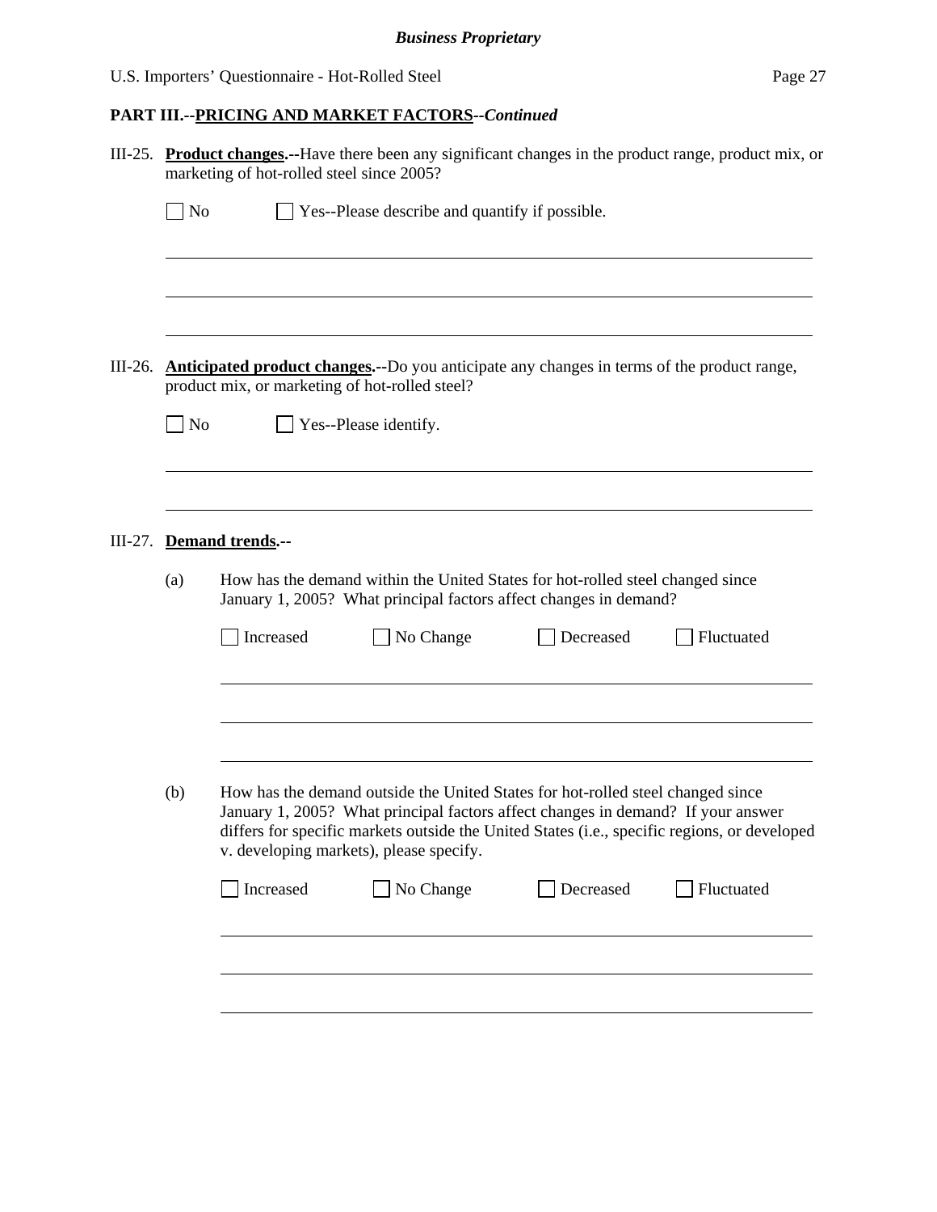*Business Proprietary*

U.S. Importers' Questionnaire - Hot-Rolled Steel

**PART III.--PRICING AND MARKET FACTORS--*Continued***

III-25. **Product changes.--**Have there been any significant changes in the product range, product mix, or marketing of hot-rolled steel since 2005?

☐ No ☐ Yes--Please describe and quantify if possible.

______________________________________________________________________

______________________________________________________________________

______________________________________________________________________

III-26. **Anticipated product changes.--**Do you anticipate any changes in terms of the product range, product mix, or marketing of hot-rolled steel?

☐ No ☐ Yes--Please identify.

______________________________________________________________________

______________________________________________________________________

III-27. **Demand trends.--**

(a) How has the demand within the United States for hot-rolled steel changed since January 1, 2005? What principal factors affect changes in demand?

☐ Increased ☐ No Change ☐ Decreased ☐ Fluctuated

______________________________________________________________________

______________________________________________________________________

______________________________________________________________________

(b) How has the demand outside the United States for hot-rolled steel changed since January 1, 2005? What principal factors affect changes in demand? If your answer differs for specific markets outside the United States (i.e., specific regions, or developed v. developing markets), please specify.

☐ Increased ☐ No Change ☐ Decreased ☐ Fluctuated

______________________________________________________________________

______________________________________________________________________

______________________________________________________________________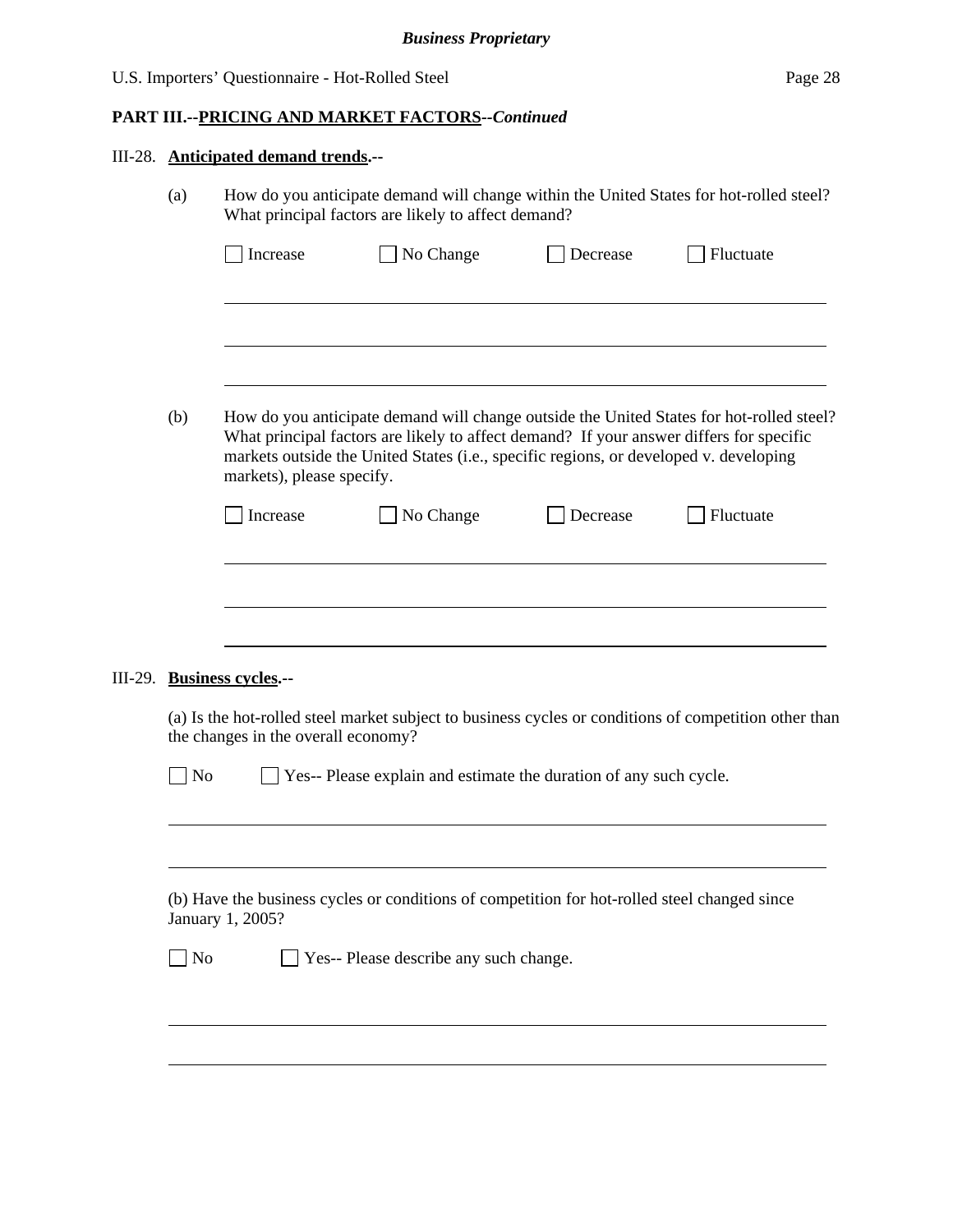**PART III.--PRICING AND MARKET FACTORS--*Continued***

III-28. **Anticipated demand trends.--**

(a) How do you anticipate demand will change within the United States for hot-rolled steel? What principal factors are likely to affect demand?

☐ Increase ☐ No Change ☐ Decrease ☐ Fluctuate

______________________________________________________________________

______________________________________________________________________

______________________________________________________________________

(b) How do you anticipate demand will change outside the United States for hot-rolled steel? What principal factors are likely to affect demand? If your answer differs for specific markets outside the United States (i.e., specific regions, or developed v. developing markets), please specify.

☐ Increase ☐ No Change ☐ Decrease ☐ Fluctuate

______________________________________________________________________

______________________________________________________________________

______________________________________________________________________

III-29. **Business cycles.--**

(a) Is the hot-rolled steel market subject to business cycles or conditions of competition other than the changes in the overall economy?

☐ No ☐ Yes-- Please explain and estimate the duration of any such cycle.

______________________________________________________________________

______________________________________________________________________

(b) Have the business cycles or conditions of competition for hot-rolled steel changed since January 1, 2005?

☐ No ☐ Yes-- Please describe any such change.

______________________________________________________________________

______________________________________________________________________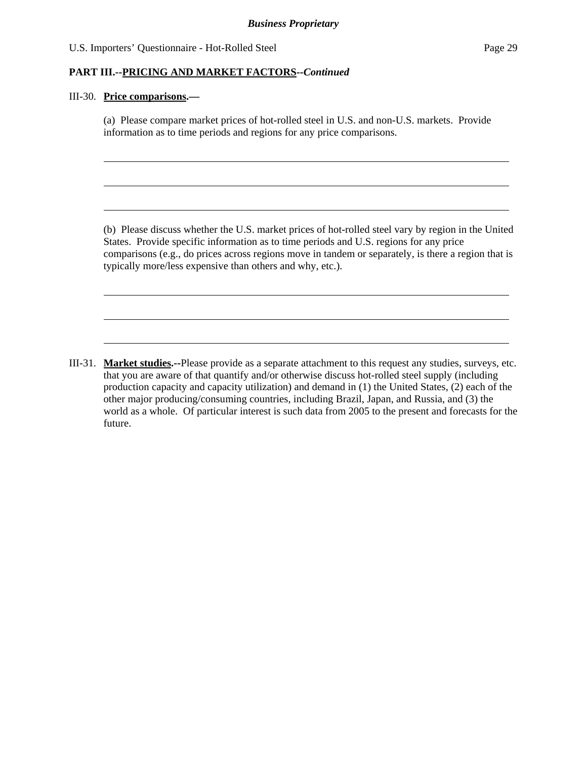**PART III.--PRICING AND MARKET FACTORS--*Continued***

III-30. **Price comparisons.—**

(a) Please compare market prices of hot-rolled steel in U.S. and non-U.S. markets. Provide information as to time periods and regions for any price comparisons.

(b) Please discuss whether the U.S. market prices of hot-rolled steel vary by region in the United States. Provide specific information as to time periods and U.S. regions for any price comparisons (e.g., do prices across regions move in tandem or separately, is there a region that is typically more/less expensive than others and why, etc.).

III-31. **Market studies.--**Please provide as a separate attachment to this request any studies, surveys, etc. that you are aware of that quantify and/or otherwise discuss hot-rolled steel supply (including production capacity and capacity utilization) and demand in (1) the United States, (2) each of the other major producing/consuming countries, including Brazil, Japan, and Russia, and (3) the world as a whole. Of particular interest is such data from 2005 to the present and forecasts for the future.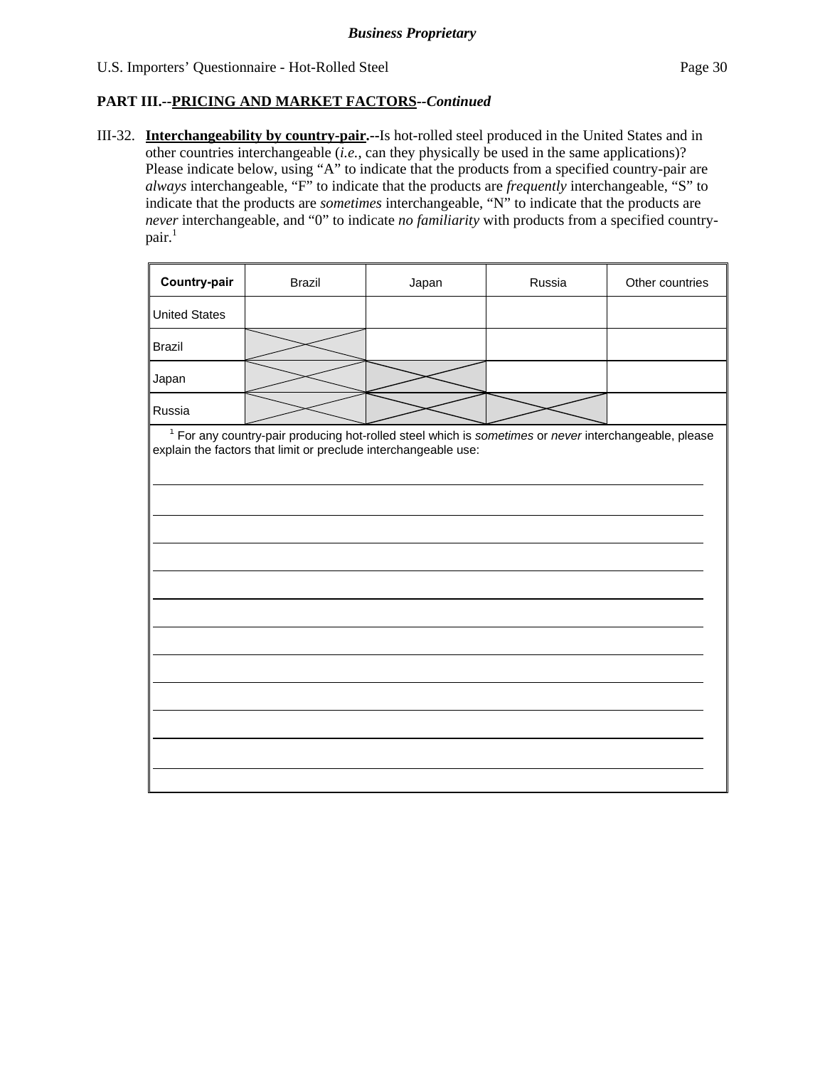**Business Proprietary**

U.S. Importers' Questionnaire - Hot-Rolled Steel

**PART III.--PRICING AND MARKET FACTORS--*Continued***

III-32. **Interchangeability by country-pair.--**Is hot-rolled steel produced in the United States and in other countries interchangeable (*i.e.*, can they physically be used in the same applications)? Please indicate below, using "A" to indicate that the products from a specified country-pair are *always* interchangeable, "F" to indicate that the products are *frequently* interchangeable, "S" to indicate that the products are *sometimes* interchangeable, "N" to indicate that the products are *never* interchangeable, and "0" to indicate *no familiarity* with products from a specified country-pair.[1]

| **Country-pair** | Brazil | Japan | Russia | Other countries |
|---|---|---|---|---|
| United States | | | | |
| Brazil | X | | | |
| Japan | X | X | | |
| Russia | X | X | X | |

[1] For any country-pair producing hot-rolled steel which is *sometimes* or *never* interchangeable, please explain the factors that limit or preclude interchangeable use:

___________________________________________________________________________

___________________________________________________________________________

___________________________________________________________________________

___________________________________________________________________________

___________________________________________________________________________

___________________________________________________________________________

___________________________________________________________________________

___________________________________________________________________________

___________________________________________________________________________

___________________________________________________________________________

___________________________________________________________________________

___________________________________________________________________________

___________________________________________________________________________

___________________________________________________________________________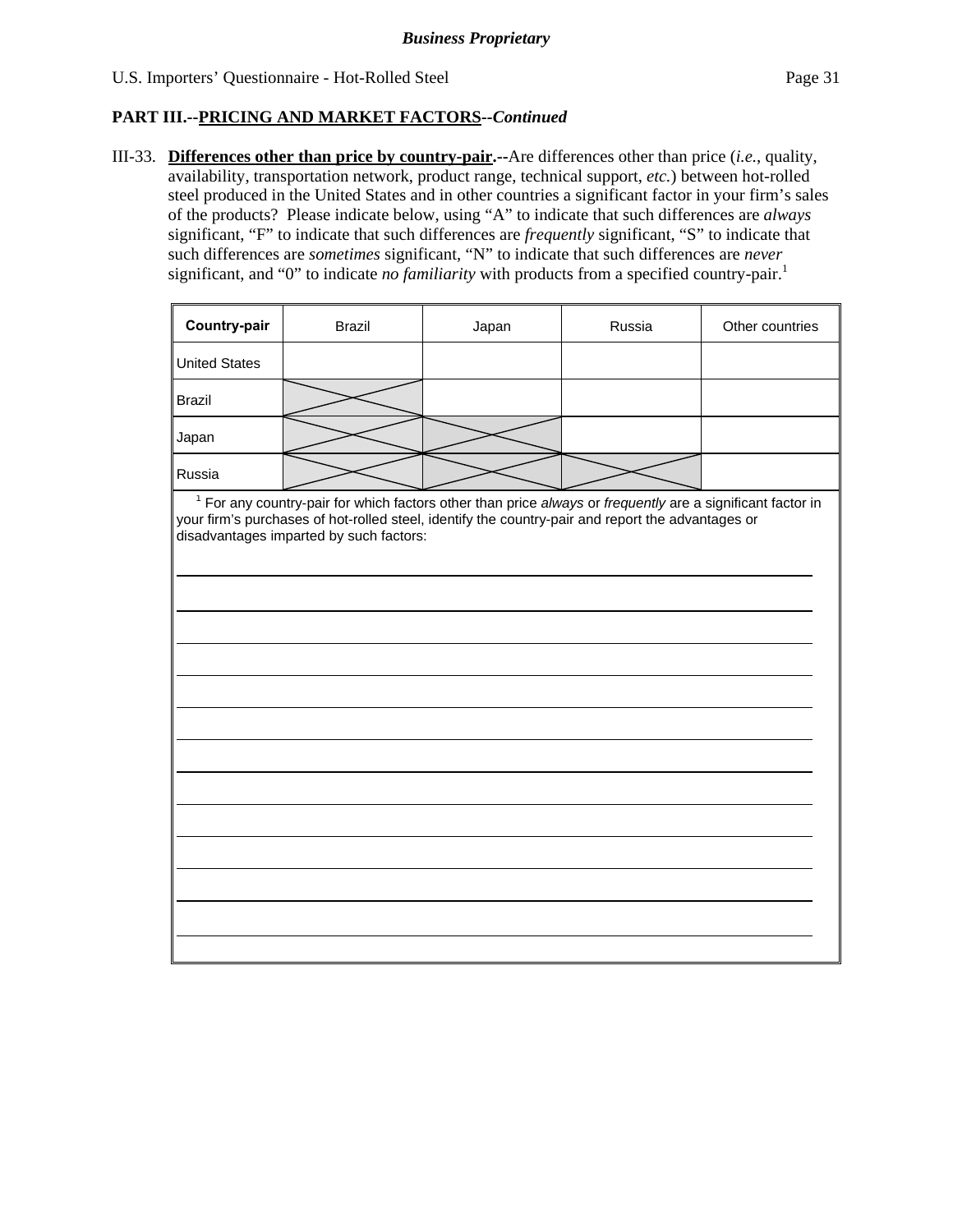**Business Proprietary**

**PART III.--PRICING AND MARKET FACTORS--*Continued***

III-33. **Differences other than price by country-pair.--**Are differences other than price (*i.e.*, quality, availability, transportation network, product range, technical support, *etc.*) between hot-rolled steel produced in the United States and in other countries a significant factor in your firm's sales of the products? Please indicate below, using "A" to indicate that such differences are *always* significant, "F" to indicate that such differences are *frequently* significant, "S" to indicate that such differences are *sometimes* significant, "N" to indicate that such differences are *never* significant, and "0" to indicate *no familiarity* with products from a specified country-pair.[1]

| **Country-pair** | Brazil | Japan | Russia | Other countries |
|---|---|---|---|---|
| United States | | | | |
| Brazil | X | | | |
| Japan | X | X | | |
| Russia | X | X | X | |

[1] For any country-pair for which factors other than price *always* or *frequently* are a significant factor in your firm's purchases of hot-rolled steel, identify the country-pair and report the advantages or disadvantages imparted by such factors:

___________________________________________________________________________

___________________________________________________________________________

___________________________________________________________________________

___________________________________________________________________________

___________________________________________________________________________

___________________________________________________________________________

___________________________________________________________________________

___________________________________________________________________________

___________________________________________________________________________

___________________________________________________________________________

___________________________________________________________________________

___________________________________________________________________________